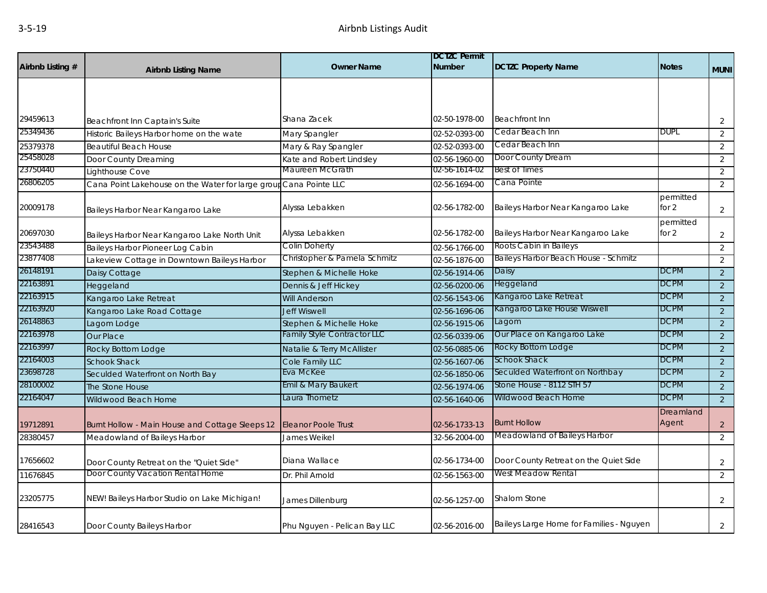# Airbnb Listings Audit

3-5-19

| Airbnb Listing # | Airbnb Listing Name | Owner Name | DCTZC Permit Number | DCTZC Property Name | Notes | MUNI |
|---|---|---|---|---|---|---|
| 29459613 | Beachfront Inn Captain's Suite | Shana Zacek | 02-50-1978-00 | Beachfront Inn | | 2 |
| 25349436 | Historic Baileys Harbor home on the wate | Mary Spangler | 02-52-0393-00 | Cedar Beach Inn | DUPL | 2 |
| 25379378 | Beautiful Beach House | Mary & Ray Spangler | 02-52-0393-00 | Cedar Beach Inn | | 2 |
| 25458028 | Door County Dreaming | Kate and Robert Lindsley | 02-56-1960-00 | Door County Dream | | 2 |
| 23750440 | Lighthouse Cove | Maureen McGrath | 02-56-1614-02 | Best of Times | | 2 |
| 26806205 | Cana Point Lakehouse on the Water for large group | Cana Pointe LLC | 02-56-1694-00 | Cana Pointe | | 2 |
| 20009178 | Baileys Harbor Near Kangaroo Lake | Alyssa Lebakken | 02-56-1782-00 | Baileys Harbor Near Kangaroo Lake | permitted for 2 | 2 |
| 20697030 | Baileys Harbor Near Kangaroo Lake North Unit | Alyssa Lebakken | 02-56-1782-00 | Baileys Harbor Near Kangaroo Lake | permitted for 2 | 2 |
| 23543488 | Baileys Harbor Pioneer Log Cabin | Colin Doherty | 02-56-1766-00 | Roots Cabin in Baileys | | 2 |
| 23877408 | Lakeview Cottage in Downtown Baileys Harbor | Christopher & Pamela Schmitz | 02-56-1876-00 | Baileys Harbor Beach House - Schmitz | | 2 |
| 26148191 | Daisy Cottage | Stephen & Michelle Hoke | 02-56-1914-06 | Daisy | DCPM | 2 |
| 22163891 | Heggeland | Dennis & Jeff Hickey | 02-56-0200-06 | Heggeland | DCPM | 2 |
| 22163915 | Kangaroo Lake Retreat | Will Anderson | 02-56-1543-06 | Kangaroo Lake Retreat | DCPM | 2 |
| 22163920 | Kangaroo Lake Road Cottage | Jeff Wiswell | 02-56-1696-06 | Kangaroo Lake House Wiswell | DCPM | 2 |
| 26148863 | Lagom Lodge | Stephen & Michelle Hoke | 02-56-1915-06 | Lagom | DCPM | 2 |
| 22163978 | Our Place | Family Style Contractor LLC | 02-56-0339-06 | Our Place on Kangaroo Lake | DCPM | 2 |
| 22163997 | Rocky Bottom Lodge | Natalie & Terry McAllister | 02-56-0885-06 | Rocky Bottom Lodge | DCPM | 2 |
| 22164003 | Schook Shack | Cole Family LLC | 02-56-1607-06 | Schook Shack | DCPM | 2 |
| 23698728 | Seculded Waterfront on North Bay | Eva McKee | 02-56-1850-06 | Seculded Waterfront on Northbay | DCPM | 2 |
| 28100002 | The Stone House | Emil & Mary Baukert | 02-56-1974-06 | Stone House - 8112 STH 57 | DCPM | 2 |
| 22164047 | Wildwood Beach Home | Laura Thometz | 02-56-1640-06 | Wildwood Beach Home | DCPM | 2 |
| 19712891 | Burnt Hollow - Main House and Cottage Sleeps 12 | Eleanor Poole Trust | 02-56-1733-13 | Burnt Hollow | Dreamland Agent | 2 |
| 28380457 | Meadowland of Baileys Harbor | James Weikel | 32-56-2004-00 | Meadowland of Baileys Harbor | | 2 |
| 17656602 | Door County Retreat on the "Quiet Side" | Diana Wallace | 02-56-1734-00 | Door County Retreat on the Quiet Side | | 2 |
| 11676845 | Door County Vacation Rental Home | Dr. Phil Arnold | 02-56-1563-00 | West Meadow Rental | | 2 |
| 23205775 | NEW! Baileys Harbor Studio on Lake Michigan! | James Dillenburg | 02-56-1257-00 | Shalom Stone | | 2 |
| 28416543 | Door County Baileys Harbor | Phu Nguyen - Pelican Bay LLC | 02-56-2016-00 | Baileys Large Home for Families - Nguyen | | 2 |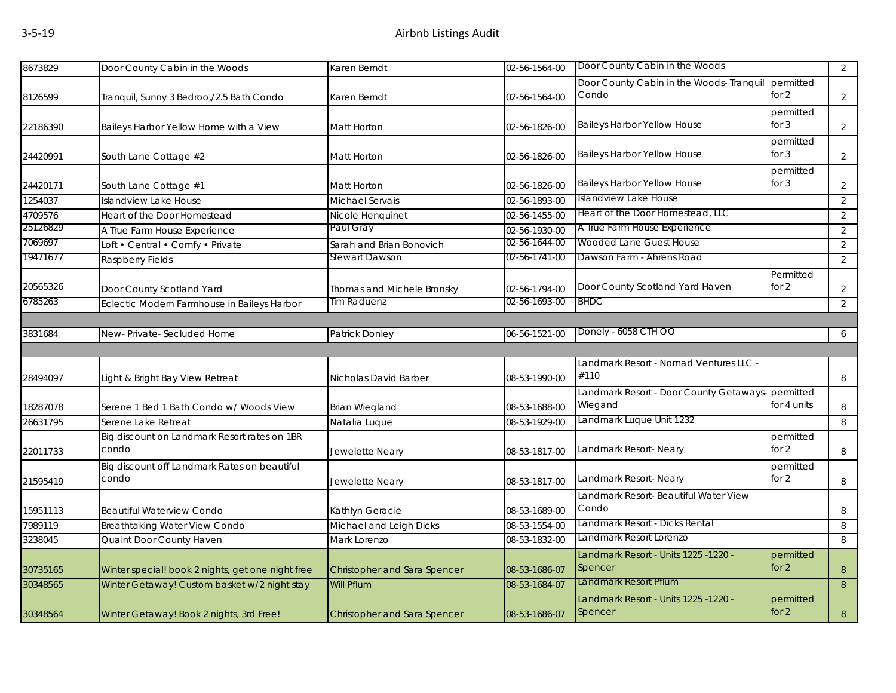| | | | | | | |
|---|---|---|---|---|---|---|
| 8673829 | Door County Cabin in the Woods | Karen Berndt | 02-56-1564-00 | Door County Cabin in the Woods | | 2 |
| 8126599 | Tranquil, Sunny 3 Bedroo,/2.5 Bath Condo | Karen Berndt | 02-56-1564-00 | Door County Cabin in the Woods- Tranquil Condo | permitted for 2 | 2 |
| 22186390 | Baileys Harbor Yellow Home with a View | Matt Horton | 02-56-1826-00 | Baileys Harbor Yellow House | permitted for 3 | 2 |
| 24420991 | South Lane Cottage #2 | Matt Horton | 02-56-1826-00 | Baileys Harbor Yellow House | permitted for 3 | 2 |
| 24420171 | South Lane Cottage #1 | Matt Horton | 02-56-1826-00 | Baileys Harbor Yellow House | permitted for 3 | 2 |
| 1254037 | Islandview Lake House | Michael Servais | 02-56-1893-00 | Islandview Lake House | | 2 |
| 4709576 | Heart of the Door Homestead | Nicole Henquinet | 02-56-1455-00 | Heart of the Door Homestead, LLC | | 2 |
| 25126829 | A True Farm House Experience | Paul Gray | 02-56-1930-00 | A True Farm House Experience | | 2 |
| 7069697 | Loft • Central • Comfy • Private | Sarah and Brian Bonovich | 02-56-1644-00 | Wooded Lane Guest House | | 2 |
| 19471677 | Raspberry Fields | Stewart Dawson | 02-56-1741-00 | Dawson Farm - Ahrens Road | | 2 |
| 20565326 | Door County Scotland Yard | Thomas and Michele Bronsky | 02-56-1794-00 | Door County Scotland Yard Haven | Permitted for 2 | 2 |
| 6785263 | Eclectic Modern Farmhouse in Baileys Harbor | Tim Raduenz | 02-56-1693-00 | BHDC | | 2 |
| | | | | | | |
| 3831684 | New- Private- Secluded Home | Patrick Donley | 06-56-1521-00 | Donely - 6058 CTH OO | | 6 |
| | | | | | | |
| 28494097 | Light & Bright Bay View Retreat | Nicholas David Barber | 08-53-1990-00 | Landmark Resort - Nomad Ventures LLC - #110 | | 8 |
| 18287078 | Serene 1 Bed 1 Bath Condo w/ Woods View | Brian Wiegland | 08-53-1688-00 | Landmark Resort - Door County Getaways- Wiegand | permitted for 4 units | 8 |
| 26631795 | Serene Lake Retreat | Natalia Luque | 08-53-1929-00 | Landmark Luque Unit 1232 | | 8 |
| 22011733 | Big discount on Landmark Resort rates on 1BR condo | Jewelette Neary | 08-53-1817-00 | Landmark Resort- Neary | permitted for 2 | 8 |
| 21595419 | Big discount off Landmark Rates on beautiful condo | Jewelette Neary | 08-53-1817-00 | Landmark Resort- Neary | permitted for 2 | 8 |
| 15951113 | Beautiful Waterview Condo | Kathlyn Geracie | 08-53-1689-00 | Landmark Resort- Beautiful Water View Condo | | 8 |
| 7989119 | Breathtaking Water View Condo | Michael and Leigh Dicks | 08-53-1554-00 | Landmark Resort - Dicks Rental | | 8 |
| 3238045 | Quaint Door County Haven | Mark Lorenzo | 08-53-1832-00 | Landmark Resort Lorenzo | | 8 |
| 30735165 | Winter special! book 2 nights, get one night free | Christopher and Sara Spencer | 08-53-1686-07 | Landmark Resort - Units 1225 -1220 - Spencer | permitted for 2 | 8 |
| 30348565 | Winter Getaway! Custom basket w/2 night stay | Will Pflum | 08-53-1684-07 | Landmark Resort Pflum | | 8 |
| 30348564 | Winter Getaway! Book 2 nights, 3rd Free! | Christopher and Sara Spencer | 08-53-1686-07 | Landmark Resort - Units 1225 -1220 - Spencer | permitted for 2 | 8 |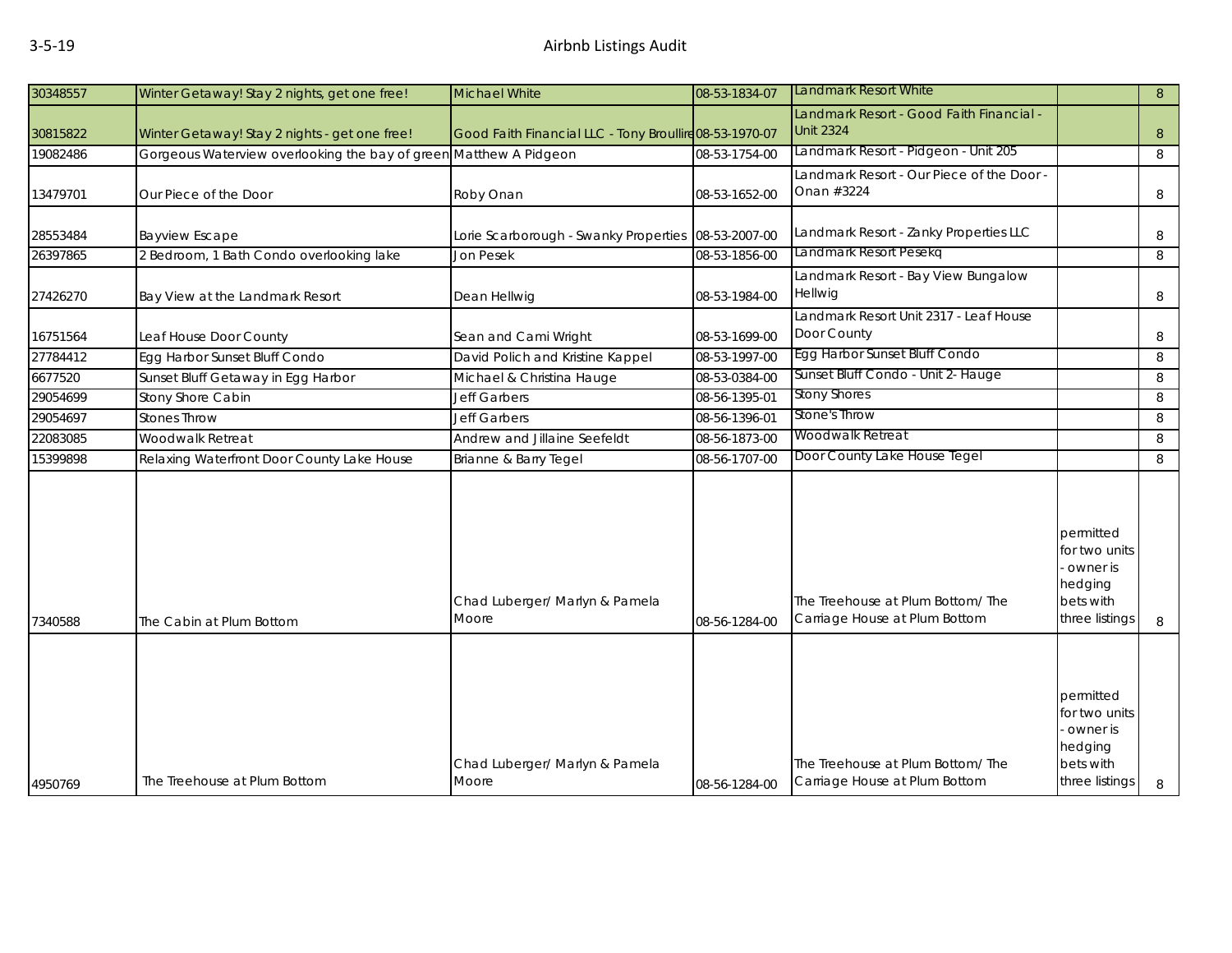| | | | | | | |
|---|---|---|---|---|---|---|
| 30348557 | Winter Getaway! Stay 2 nights, get one free! | Michael White | 08-53-1834-07 | Landmark Resort White | | 8 |
| 30815822 | Winter Getaway! Stay 2 nights - get one free! | Good Faith Financial LLC - Tony Broullire | 08-53-1970-07 | Landmark Resort - Good Faith Financial - Unit 2324 | | 8 |
| 19082486 | Gorgeous Waterview overlooking the bay of green | Matthew A Pidgeon | 08-53-1754-00 | Landmark Resort - Pidgeon - Unit 205 | | 8 |
| 13479701 | Our Piece of the Door | Roby Onan | 08-53-1652-00 | Landmark Resort - Our Piece of the Door - Onan #3224 | | 8 |
| 28553484 | Bayview Escape | Lorie Scarborough - Swanky Properties | 08-53-2007-00 | Landmark Resort - Zanky Properties LLC | | 8 |
| 26397865 | 2 Bedroom, 1 Bath Condo overlooking lake | Jon Pesek | 08-53-1856-00 | Landmark Resort Pesekq | | 8 |
| 27426270 | Bay View at the Landmark Resort | Dean Hellwig | 08-53-1984-00 | Landmark Resort - Bay View Bungalow Hellwig | | 8 |
| 16751564 | Leaf House Door County | Sean and Cami Wright | 08-53-1699-00 | Landmark Resort Unit 2317 - Leaf House Door County | | 8 |
| 27784412 | Egg Harbor Sunset Bluff Condo | David Polich and Kristine Kappel | 08-53-1997-00 | Egg Harbor Sunset Bluff Condo | | 8 |
| 6677520 | Sunset Bluff Getaway in Egg Harbor | Michael & Christina Hauge | 08-53-0384-00 | Sunset Bluff Condo - Unit 2- Hauge | | 8 |
| 29054699 | Stony Shore Cabin | Jeff Garbers | 08-56-1395-01 | Stony Shores | | 8 |
| 29054697 | Stones Throw | Jeff Garbers | 08-56-1396-01 | Stone's Throw | | 8 |
| 22083085 | Woodwalk Retreat | Andrew and Jillaine Seefeldt | 08-56-1873-00 | Woodwalk Retreat | | 8 |
| 15399898 | Relaxing Waterfront Door County Lake House | Brianne & Barry Tegel | 08-56-1707-00 | Door County Lake House Tegel | | 8 |
| 7340588 | The Cabin at Plum Bottom | Chad Luberger/ Marlyn & Pamela Moore | 08-56-1284-00 | The Treehouse at Plum Bottom/ The Carriage House at Plum Bottom | permitted for two units - owner is hedging bets with three listings | 8 |
| 4950769 | The Treehouse at Plum Bottom | Chad Luberger/ Marlyn & Pamela Moore | 08-56-1284-00 | The Treehouse at Plum Bottom/ The Carriage House at Plum Bottom | permitted for two units - owner is hedging bets with three listings | 8 |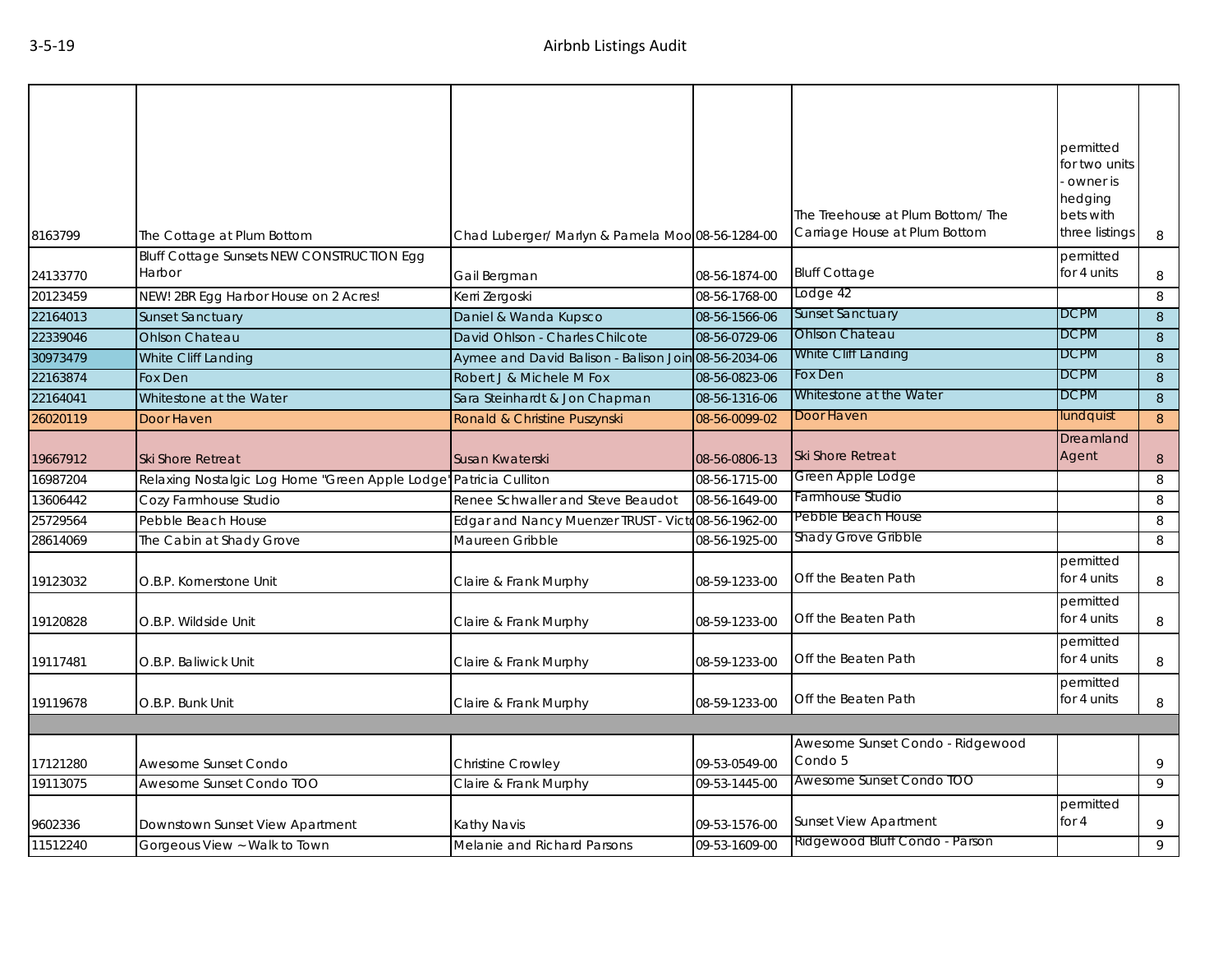| | | | | | | |
|---|---|---|---|---|---|---|
| 8163799 | The Cottage at Plum Bottom | Chad Luberger/ Marlyn & Pamela Moo | 08-56-1284-00 | The Treehouse at Plum Bottom/ The Carriage House at Plum Bottom | permitted for two units - owner is hedging bets with three listings | 8 |
| 24133770 | Bluff Cottage Sunsets NEW CONSTRUCTION Egg Harbor | Gail Bergman | 08-56-1874-00 | Bluff Cottage | permitted for 4 units | 8 |
| 20123459 | NEW! 2BR Egg Harbor House on 2 Acres! | Kerri Zergoski | 08-56-1768-00 | Lodge 42 | | 8 |
| 22164013 | Sunset Sanctuary | Daniel & Wanda Kupsco | 08-56-1566-06 | Sunset Sanctuary | DCPM | 8 |
| 22339046 | Ohlson Chateau | David Ohlson - Charles Chilcote | 08-56-0729-06 | Ohlson Chateau | DCPM | 8 |
| 30973479 | White Cliff Landing | Aymee and David Balison - Balison Join | 08-56-2034-06 | White Cliff Landing | DCPM | 8 |
| 22163874 | Fox Den | Robert J & Michele M Fox | 08-56-0823-06 | Fox Den | DCPM | 8 |
| 22164041 | Whitestone at the Water | Sara Steinhardt & Jon Chapman | 08-56-1316-06 | Whitestone at the Water | DCPM | 8 |
| 26020119 | Door Haven | Ronald & Christine Puszynski | 08-56-0099-02 | Door Haven | lundquist | 8 |
| 19667912 | Ski Shore Retreat | Susan Kwaterski | 08-56-0806-13 | Ski Shore Retreat | Dreamland Agent | 8 |
| 16987204 | Relaxing Nostalgic Log Home "Green Apple Lodge" | Patricia Culliton | 08-56-1715-00 | Green Apple Lodge | | 8 |
| 13606442 | Cozy Farmhouse Studio | Renee Schwaller and Steve Beaudot | 08-56-1649-00 | Farmhouse Studio | | 8 |
| 25729564 | Pebble Beach House | Edgar and Nancy Muenzer TRUST - Victo | 08-56-1962-00 | Pebble Beach House | | 8 |
| 28614069 | The Cabin at Shady Grove | Maureen Gribble | 08-56-1925-00 | Shady Grove Gribble | | 8 |
| 19123032 | O.B.P. Kornerstone Unit | Claire & Frank Murphy | 08-59-1233-00 | Off the Beaten Path | permitted for 4 units | 8 |
| 19120828 | O.B.P. Wildside Unit | Claire & Frank Murphy | 08-59-1233-00 | Off the Beaten Path | permitted for 4 units | 8 |
| 19117481 | O.B.P. Baliwick Unit | Claire & Frank Murphy | 08-59-1233-00 | Off the Beaten Path | permitted for 4 units | 8 |
| 19119678 | O.B.P. Bunk Unit | Claire & Frank Murphy | 08-59-1233-00 | Off the Beaten Path | permitted for 4 units | 8 |
| | | | | | | |
| 17121280 | Awesome Sunset Condo | Christine Crowley | 09-53-0549-00 | Awesome Sunset Condo - Ridgewood Condo 5 | | 9 |
| 19113075 | Awesome Sunset Condo TOO | Claire & Frank Murphy | 09-53-1445-00 | Awesome Sunset Condo TOO | | 9 |
| 9602336 | Downtown Sunset View Apartment | Kathy Navis | 09-53-1576-00 | Sunset View Apartment | permitted for 4 | 9 |
| 11512240 | Gorgeous View ~ Walk to Town | Melanie and Richard Parsons | 09-53-1609-00 | Ridgewood Bluff Condo - Parson | | 9 |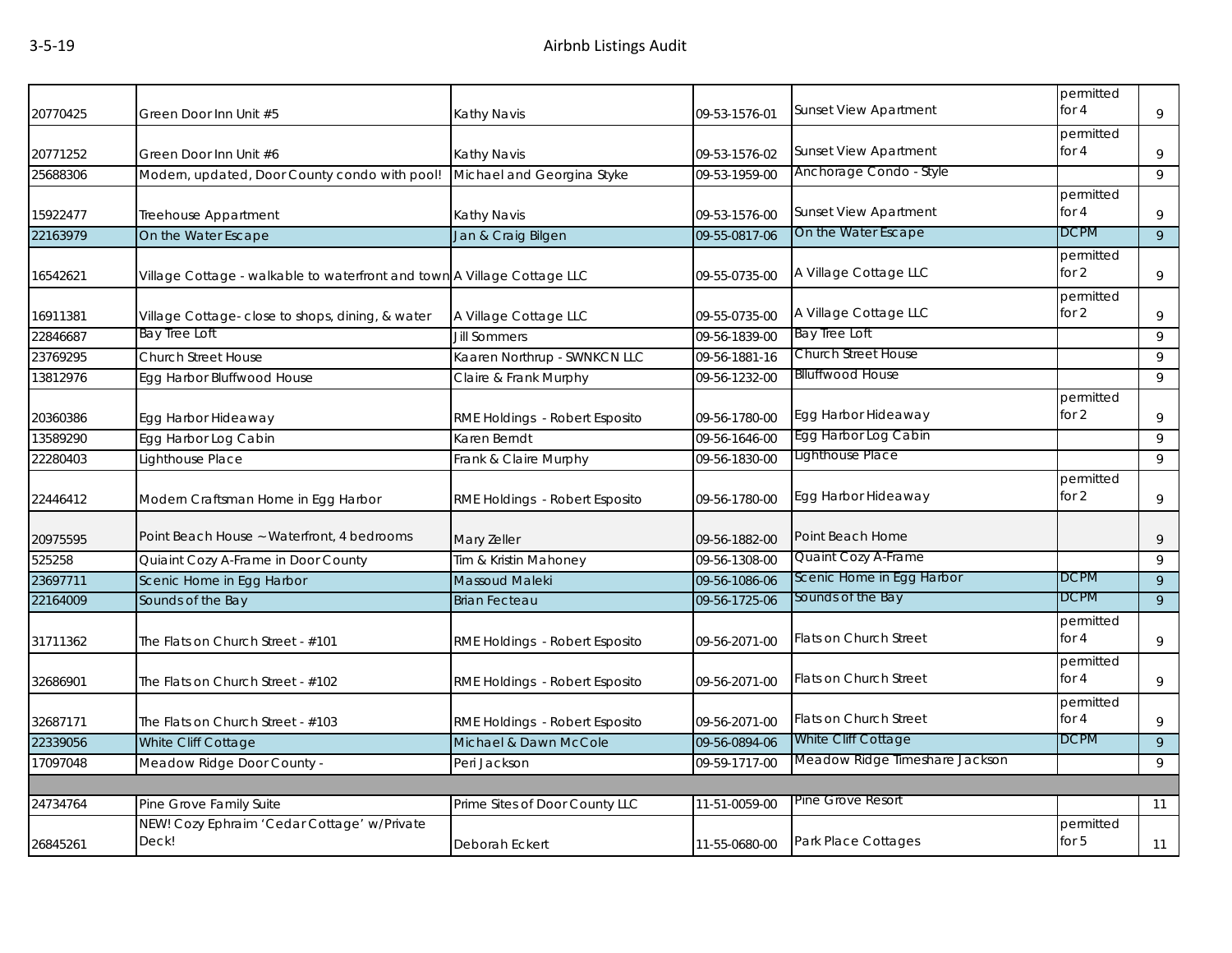| | | | | | | |
|---|---|---|---|---|---|---|
| 20770425 | Green Door Inn Unit #5 | Kathy Navis | 09-53-1576-01 | Sunset View Apartment | permitted for 4 | 9 |
| 20771252 | Green Door Inn Unit #6 | Kathy Navis | 09-53-1576-02 | Sunset View Apartment | permitted for 4 | 9 |
| 25688306 | Modern, updated, Door County condo with pool! | Michael and Georgina Styke | 09-53-1959-00 | Anchorage Condo - Style | | 9 |
| 15922477 | Treehouse Appartment | Kathy Navis | 09-53-1576-00 | Sunset View Apartment | permitted for 4 | 9 |
| 22163979 | On the Water Escape | Jan & Craig Bilgen | 09-55-0817-06 | On the Water Escape | DCPM | 9 |
| 16542621 | Village Cottage - walkable to waterfront and town | A Village Cottage LLC | 09-55-0735-00 | A Village Cottage LLC | permitted for 2 | 9 |
| 16911381 | Village Cottage- close to shops, dining, & water | A Village Cottage LLC | 09-55-0735-00 | A Village Cottage LLC | permitted for 2 | 9 |
| 22846687 | Bay Tree Loft | Jill Sommers | 09-56-1839-00 | Bay Tree Loft | | 9 |
| 23769295 | Church Street House | Kaaren Northrup - SWNKCN LLC | 09-56-1881-16 | Church Street House | | 9 |
| 13812976 | Egg Harbor Bluffwood House | Claire & Frank Murphy | 09-56-1232-00 | Blluffwood House | | 9 |
| 20360386 | Egg Harbor Hideaway | RME Holdings - Robert Esposito | 09-56-1780-00 | Egg Harbor Hideaway | permitted for 2 | 9 |
| 13589290 | Egg Harbor Log Cabin | Karen Berndt | 09-56-1646-00 | Egg Harbor Log Cabin | | 9 |
| 22280403 | Lighthouse Place | Frank & Claire Murphy | 09-56-1830-00 | Lighthouse Place | | 9 |
| 22446412 | Modern Craftsman Home in Egg Harbor | RME Holdings - Robert Esposito | 09-56-1780-00 | Egg Harbor Hideaway | permitted for 2 | 9 |
| 20975595 | Point Beach House ~ Waterfront, 4 bedrooms | Mary Zeller | 09-56-1882-00 | Point Beach Home | | 9 |
| 525258 | Quiaint Cozy A-Frame in Door County | Tim & Kristin Mahoney | 09-56-1308-00 | Quaint Cozy A-Frame | | 9 |
| 23697711 | Scenic Home in Egg Harbor | Massoud Maleki | 09-56-1086-06 | Scenic Home in Egg Harbor | DCPM | 9 |
| 22164009 | Sounds of the Bay | Brian Fecteau | 09-56-1725-06 | Sounds of the Bay | DCPM | 9 |
| 31711362 | The Flats on Church Street - #101 | RME Holdings - Robert Esposito | 09-56-2071-00 | Flats on Church Street | permitted for 4 | 9 |
| 32686901 | The Flats on Church Street - #102 | RME Holdings - Robert Esposito | 09-56-2071-00 | Flats on Church Street | permitted for 4 | 9 |
| 32687171 | The Flats on Church Street - #103 | RME Holdings - Robert Esposito | 09-56-2071-00 | Flats on Church Street | permitted for 4 | 9 |
| 22339056 | White Cliff Cottage | Michael & Dawn McCole | 09-56-0894-06 | White Cliff Cottage | DCPM | 9 |
| 17097048 | Meadow Ridge Door County - | Peri Jackson | 09-59-1717-00 | Meadow Ridge Timeshare Jackson | | 9 |
| | | | | | | |
| 24734764 | Pine Grove Family Suite | Prime Sites of Door County LLC | 11-51-0059-00 | Pine Grove Resort | | 11 |
| 26845261 | NEW! Cozy Ephraim 'Cedar Cottage' w/Private Deck! | Deborah Eckert | 11-55-0680-00 | Park Place Cottages | permitted for 5 | 11 |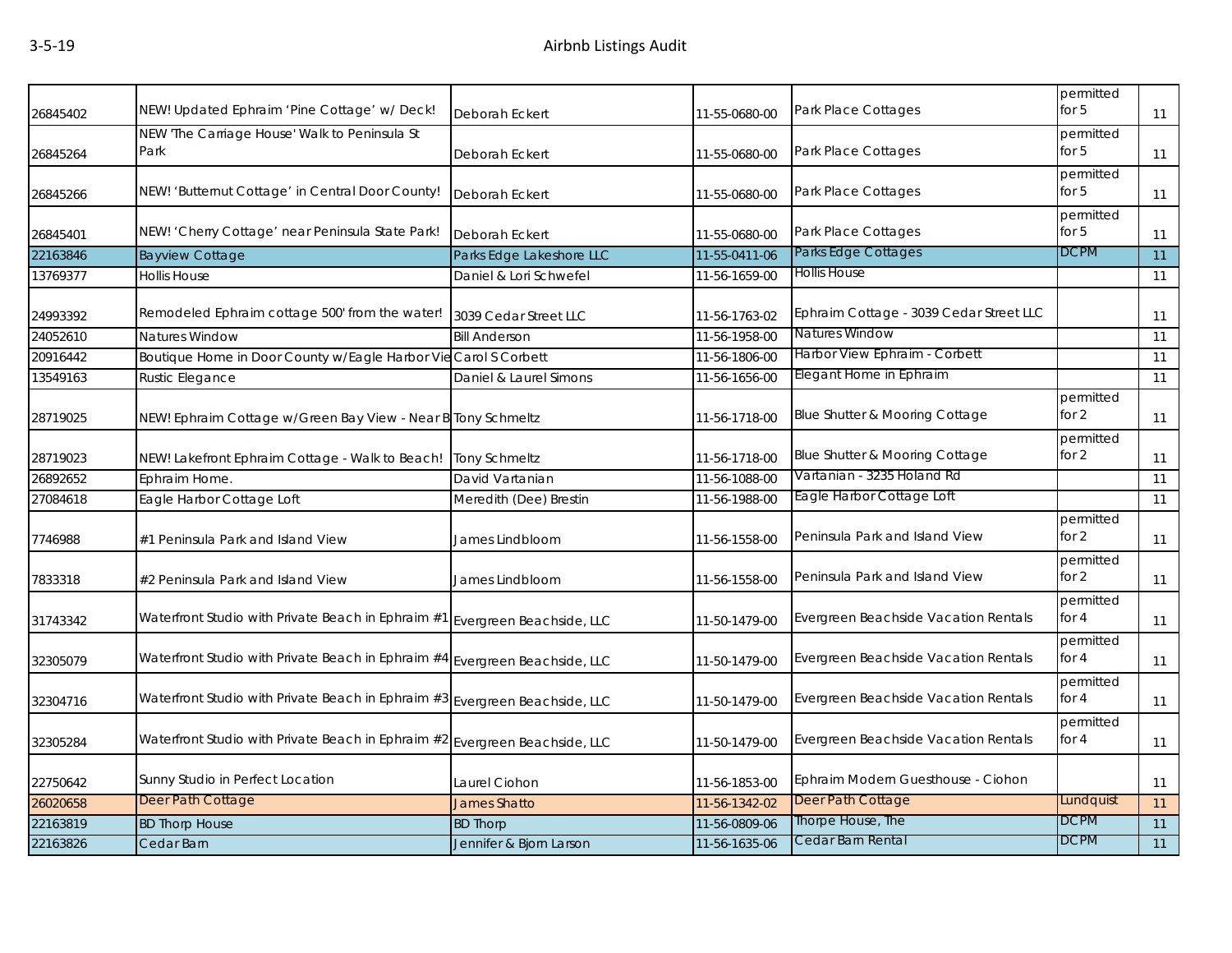| | | | | | | |
|---|---|---|---|---|---|---|
| 26845402 | NEW! Updated Ephraim 'Pine Cottage' w/ Deck! | Deborah Eckert | 11-55-0680-00 | Park Place Cottages | permitted for 5 | 11 |
| 26845264 | NEW 'The Carriage House' Walk to Peninsula St Park | Deborah Eckert | 11-55-0680-00 | Park Place Cottages | permitted for 5 | 11 |
| 26845266 | NEW! 'Butternut Cottage' in Central Door County! | Deborah Eckert | 11-55-0680-00 | Park Place Cottages | permitted for 5 | 11 |
| 26845401 | NEW! 'Cherry Cottage' near Peninsula State Park! | Deborah Eckert | 11-55-0680-00 | Park Place Cottages | permitted for 5 | 11 |
| 22163846 | Bayview Cottage | Parks Edge Lakeshore LLC | 11-55-0411-06 | Parks Edge Cottages | DCPM | 11 |
| 13769377 | Hollis House | Daniel & Lori Schwefel | 11-56-1659-00 | Hollis House | | 11 |
| 24993392 | Remodeled Ephraim cottage 500' from the water! | 3039 Cedar Street LLC | 11-56-1763-02 | Ephraim Cottage - 3039 Cedar Street LLC | | 11 |
| 24052610 | Natures Window | Bill Anderson | 11-56-1958-00 | Natures Window | | 11 |
| 20916442 | Boutique Home in Door County w/Eagle Harbor Vie | Carol S Corbett | 11-56-1806-00 | Harbor View Ephraim - Corbett | | 11 |
| 13549163 | Rustic Elegance | Daniel & Laurel Simons | 11-56-1656-00 | Elegant Home in Ephraim | | 11 |
| 28719025 | NEW! Ephraim Cottage w/Green Bay View - Near B | Tony Schmeltz | 11-56-1718-00 | Blue Shutter & Mooring Cottage | permitted for 2 | 11 |
| 28719023 | NEW! Lakefront Ephraim Cottage - Walk to Beach! | Tony Schmeltz | 11-56-1718-00 | Blue Shutter & Mooring Cottage | permitted for 2 | 11 |
| 26892652 | Ephraim Home. | David Vartanian | 11-56-1088-00 | Vartanian - 3235 Holand Rd | | 11 |
| 27084618 | Eagle Harbor Cottage Loft | Meredith (Dee) Brestin | 11-56-1988-00 | Eagle Harbor Cottage Loft | | 11 |
| 7746988 | #1 Peninsula Park and Island View | James Lindbloom | 11-56-1558-00 | Peninsula Park and Island View | permitted for 2 | 11 |
| 7833318 | #2 Peninsula Park and Island View | James Lindbloom | 11-56-1558-00 | Peninsula Park and Island View | permitted for 2 | 11 |
| 31743342 | Waterfront Studio with Private Beach in Ephraim #1 | Evergreen Beachside, LLC | 11-50-1479-00 | Evergreen Beachside Vacation Rentals | permitted for 4 | 11 |
| 32305079 | Waterfront Studio with Private Beach in Ephraim #4 | Evergreen Beachside, LLC | 11-50-1479-00 | Evergreen Beachside Vacation Rentals | permitted for 4 | 11 |
| 32304716 | Waterfront Studio with Private Beach in Ephraim #3 | Evergreen Beachside, LLC | 11-50-1479-00 | Evergreen Beachside Vacation Rentals | permitted for 4 | 11 |
| 32305284 | Waterfront Studio with Private Beach in Ephraim #2 | Evergreen Beachside, LLC | 11-50-1479-00 | Evergreen Beachside Vacation Rentals | permitted for 4 | 11 |
| 22750642 | Sunny Studio in Perfect Location | Laurel Ciohon | 11-56-1853-00 | Ephraim Modern Guesthouse - Ciohon | | 11 |
| 26020658 | Deer Path Cottage | James Shatto | 11-56-1342-02 | Deer Path Cottage | Lundquist | 11 |
| 22163819 | BD Thorp House | BD Thorp | 11-56-0809-06 | Thorpe House, The | DCPM | 11 |
| 22163826 | Cedar Barn | Jennifer & Bjorn Larson | 11-56-1635-06 | Cedar Barn Rental | DCPM | 11 |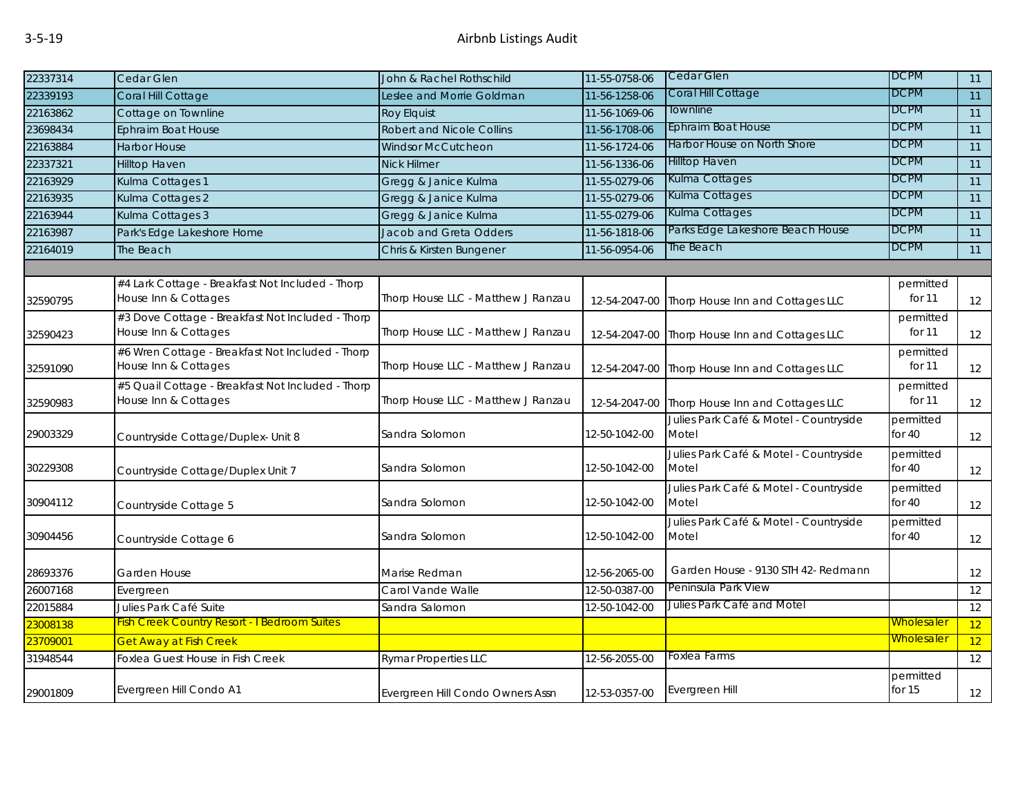| | | | | | | |
|---|---|---|---|---|---|---|
| 22337314 | Cedar Glen | John & Rachel Rothschild | 11-55-0758-06 | Cedar Glen | DCPM | 11 |
| 22339193 | Coral Hill Cottage | Leslee and Morrie Goldman | 11-56-1258-06 | Coral Hill Cottage | DCPM | 11 |
| 22163862 | Cottage on Townline | Roy Elquist | 11-56-1069-06 | Townline | DCPM | 11 |
| 23698434 | Ephraim Boat House | Robert and Nicole Collins | 11-56-1708-06 | Ephraim Boat House | DCPM | 11 |
| 22163884 | Harbor House | Windsor McCutcheon | 11-56-1724-06 | Harbor House on North Shore | DCPM | 11 |
| 22337321 | Hilltop Haven | Nick Hilmer | 11-56-1336-06 | Hilltop Haven | DCPM | 11 |
| 22163929 | Kulma Cottages 1 | Gregg & Janice Kulma | 11-55-0279-06 | Kulma Cottages | DCPM | 11 |
| 22163935 | Kulma Cottages 2 | Gregg & Janice Kulma | 11-55-0279-06 | Kulma Cottages | DCPM | 11 |
| 22163944 | Kulma Cottages 3 | Gregg & Janice Kulma | 11-55-0279-06 | Kulma Cottages | DCPM | 11 |
| 22163987 | Park's Edge Lakeshore Home | Jacob and Greta Odders | 11-56-1818-06 | Parks Edge Lakeshore Beach House | DCPM | 11 |
| 22164019 | The Beach | Chris & Kirsten Bungener | 11-56-0954-06 | The Beach | DCPM | 11 |
| | | | | | | |
| 32590795 | #4 Lark Cottage - Breakfast Not Included - Thorp House Inn & Cottages | Thorp House LLC - Matthew J Ranzau | 12-54-2047-00 | Thorp House Inn and Cottages LLC | permitted for 11 | 12 |
| 32590423 | #3 Dove Cottage - Breakfast Not Included - Thorp House Inn & Cottages | Thorp House LLC - Matthew J Ranzau | 12-54-2047-00 | Thorp House Inn and Cottages LLC | permitted for 11 | 12 |
| 32591090 | #6 Wren Cottage - Breakfast Not Included - Thorp House Inn & Cottages | Thorp House LLC - Matthew J Ranzau | 12-54-2047-00 | Thorp House Inn and Cottages LLC | permitted for 11 | 12 |
| 32590983 | #5 Quail Cottage - Breakfast Not Included - Thorp House Inn & Cottages | Thorp House LLC - Matthew J Ranzau | 12-54-2047-00 | Thorp House Inn and Cottages LLC | permitted for 11 | 12 |
| 29003329 | Countryside Cottage/Duplex- Unit 8 | Sandra Solomon | 12-50-1042-00 | Julies Park Café & Motel - Countryside Motel | permitted for 40 | 12 |
| 30229308 | Countryside Cottage/Duplex Unit 7 | Sandra Solomon | 12-50-1042-00 | Julies Park Café & Motel - Countryside Motel | permitted for 40 | 12 |
| 30904112 | Countryside Cottage 5 | Sandra Solomon | 12-50-1042-00 | Julies Park Café & Motel - Countryside Motel | permitted for 40 | 12 |
| 30904456 | Countryside Cottage 6 | Sandra Solomon | 12-50-1042-00 | Julies Park Café & Motel - Countryside Motel | permitted for 40 | 12 |
| 28693376 | Garden House | Marise Redman | 12-56-2065-00 | Garden House - 9130 STH 42- Redmann | | 12 |
| 26007168 | Evergreen | Carol Vande Walle | 12-50-0387-00 | Peninsula Park View | | 12 |
| 22015884 | Julies Park Café Suite | Sandra Salomon | 12-50-1042-00 | Julies Park Café and Motel | | 12 |
| 23008138 | Fish Creek Country Resort - l Bedroom Suites | | | | Wholesaler | 12 |
| 23709001 | Get Away at Fish Creek | | | | Wholesaler | 12 |
| 31948544 | Foxlea Guest House in Fish Creek | Rymar Properties LLC | 12-56-2055-00 | Foxlea Farms | | 12 |
| 29001809 | Evergreen Hill Condo A1 | Evergreen Hill Condo Owners Assn | 12-53-0357-00 | Evergreen Hill | permitted for 15 | 12 |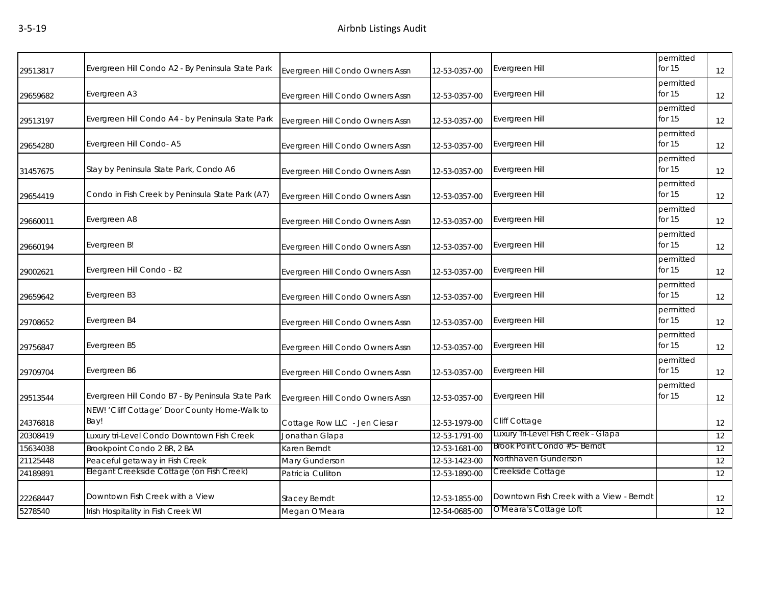| | | | | | | |
|---|---|---|---|---|---|---|
| 29513817 | Evergreen Hill Condo A2 - By Peninsula State Park | Evergreen Hill Condo Owners Assn | 12-53-0357-00 | Evergreen Hill | permitted for 15 | 12 |
| 29659682 | Evergreen A3 | Evergreen Hill Condo Owners Assn | 12-53-0357-00 | Evergreen Hill | permitted for 15 | 12 |
| 29513197 | Evergreen Hill Condo A4 - by Peninsula State Park | Evergreen Hill Condo Owners Assn | 12-53-0357-00 | Evergreen Hill | permitted for 15 | 12 |
| 29654280 | Evergreen Hill Condo- A5 | Evergreen Hill Condo Owners Assn | 12-53-0357-00 | Evergreen Hill | permitted for 15 | 12 |
| 31457675 | Stay by Peninsula State Park, Condo A6 | Evergreen Hill Condo Owners Assn | 12-53-0357-00 | Evergreen Hill | permitted for 15 | 12 |
| 29654419 | Condo in Fish Creek by Peninsula State Park (A7) | Evergreen Hill Condo Owners Assn | 12-53-0357-00 | Evergreen Hill | permitted for 15 | 12 |
| 29660011 | Evergreen A8 | Evergreen Hill Condo Owners Assn | 12-53-0357-00 | Evergreen Hill | permitted for 15 | 12 |
| 29660194 | Evergreen B! | Evergreen Hill Condo Owners Assn | 12-53-0357-00 | Evergreen Hill | permitted for 15 | 12 |
| 29002621 | Evergreen Hill Condo - B2 | Evergreen Hill Condo Owners Assn | 12-53-0357-00 | Evergreen Hill | permitted for 15 | 12 |
| 29659642 | Evergreen B3 | Evergreen Hill Condo Owners Assn | 12-53-0357-00 | Evergreen Hill | permitted for 15 | 12 |
| 29708652 | Evergreen B4 | Evergreen Hill Condo Owners Assn | 12-53-0357-00 | Evergreen Hill | permitted for 15 | 12 |
| 29756847 | Evergreen B5 | Evergreen Hill Condo Owners Assn | 12-53-0357-00 | Evergreen Hill | permitted for 15 | 12 |
| 29709704 | Evergreen B6 | Evergreen Hill Condo Owners Assn | 12-53-0357-00 | Evergreen Hill | permitted for 15 | 12 |
| 29513544 | Evergreen Hill Condo B7 - By Peninsula State Park | Evergreen Hill Condo Owners Assn | 12-53-0357-00 | Evergreen Hill | permitted for 15 | 12 |
| 24376818 | NEW! 'Cliff Cottage' Door County Home-Walk to Bay! | Cottage Row LLC - Jen Ciesar | 12-53-1979-00 | Cliff Cottage | | 12 |
| 20308419 | Luxury tri-Level Condo Downtown Fish Creek | Jonathan Glapa | 12-53-1791-00 | Luxury Tri-Level Fish Creek - Glapa | | 12 |
| 15634038 | Brookpoint Condo 2 BR, 2 BA | Karen Berndt | 12-53-1681-00 | Brook Point Condo #5- Berndt | | 12 |
| 21125448 | Peaceful getaway in Fish Creek | Mary Gunderson | 12-53-1423-00 | Northhaven Gunderson | | 12 |
| 24189891 | Elegant Creekside Cottage (on Fish Creek) | Patricia Culliton | 12-53-1890-00 | Creekside Cottage | | 12 |
| 22268447 | Downtown Fish Creek with a View | Stacey Berndt | 12-53-1855-00 | Downtown Fish Creek with a View - Berndt | | 12 |
| 5278540 | Irish Hospitality in Fish Creek WI | Megan O'Meara | 12-54-0685-00 | O'Meara's Cottage Loft | | 12 |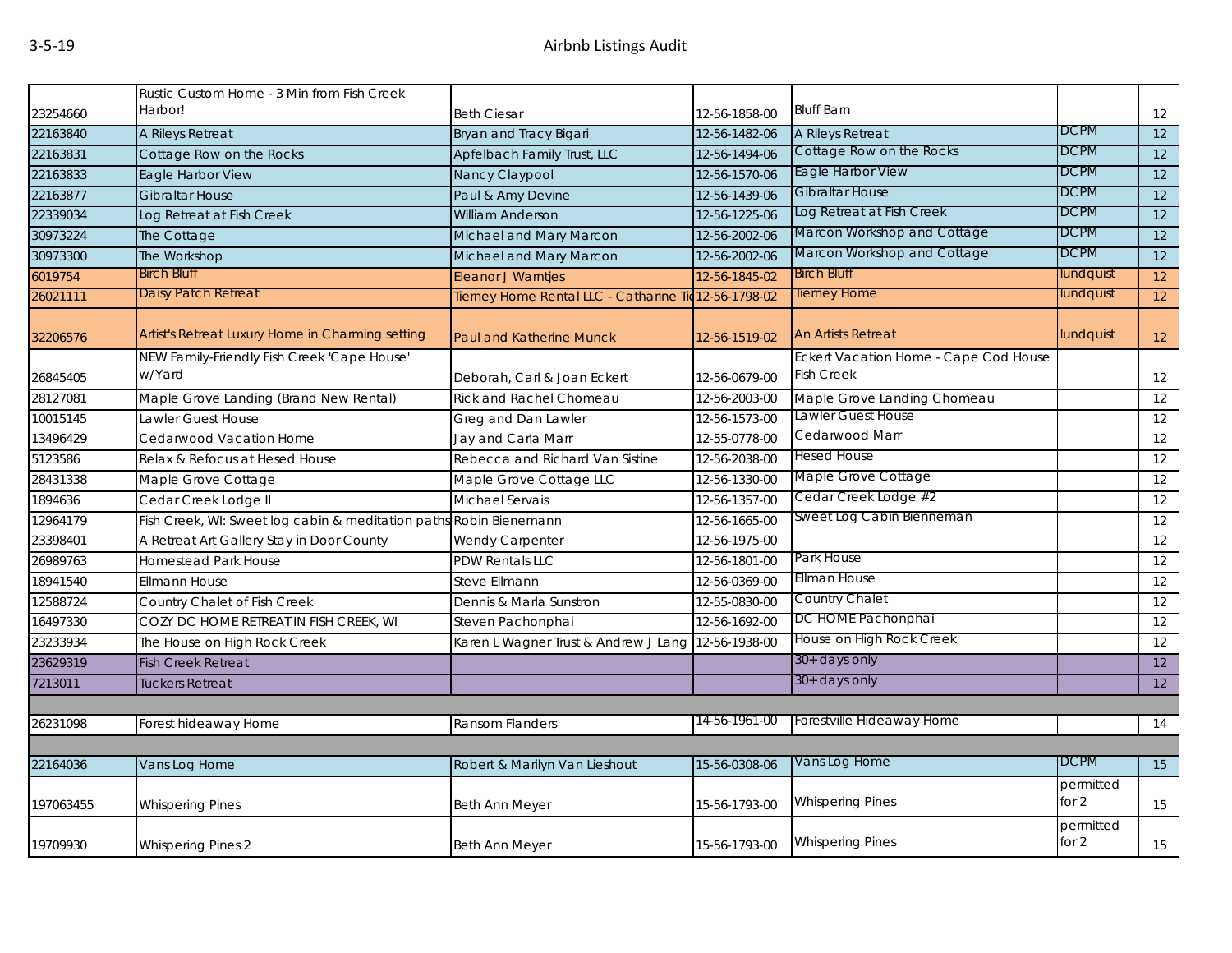| | | | | | | |
|---|---|---|---|---|---|---|
| 23254660 | Rustic Custom Home - 3 Min from Fish Creek Harbor! | Beth Ciesar | 12-56-1858-00 | Bluff Barn | | 12 |
| 22163840 | A Rileys Retreat | Bryan and Tracy Bigari | 12-56-1482-06 | A Rileys Retreat | DCPM | 12 |
| 22163831 | Cottage Row on the Rocks | Apfelbach Family Trust, LLC | 12-56-1494-06 | Cottage Row on the Rocks | DCPM | 12 |
| 22163833 | Eagle Harbor View | Nancy Claypool | 12-56-1570-06 | Eagle Harbor View | DCPM | 12 |
| 22163877 | Gibraltar House | Paul & Amy Devine | 12-56-1439-06 | Gibraltar House | DCPM | 12 |
| 22339034 | Log Retreat at Fish Creek | William Anderson | 12-56-1225-06 | Log Retreat at Fish Creek | DCPM | 12 |
| 30973224 | The Cottage | Michael and Mary Marcon | 12-56-2002-06 | Marcon Workshop and Cottage | DCPM | 12 |
| 30973300 | The Workshop | Michael and Mary Marcon | 12-56-2002-06 | Marcon Workshop and Cottage | DCPM | 12 |
| 6019754 | Birch Bluff | Eleanor J Warntjes | 12-56-1845-02 | Birch Bluff | lundquist | 12 |
| 26021111 | Daisy Patch Retreat | Tierney Home Rental LLC - Catharine Ti | 12-56-1798-02 | Tierney Home | lundquist | 12 |
| 32206576 | Artist's Retreat Luxury Home in Charming setting | Paul and Katherine Munck | 12-56-1519-02 | An Artists Retreat | lundquist | 12 |
| 26845405 | NEW Family-Friendly Fish Creek 'Cape House' w/Yard | Deborah, Carl & Joan Eckert | 12-56-0679-00 | Eckert Vacation Home - Cape Cod House Fish Creek | | 12 |
| 28127081 | Maple Grove Landing (Brand New Rental) | Rick and Rachel Chomeau | 12-56-2003-00 | Maple Grove Landing Chomeau | | 12 |
| 10015145 | Lawler Guest House | Greg and Dan Lawler | 12-56-1573-00 | Lawler Guest House | | 12 |
| 13496429 | Cedarwood Vacation Home | Jay and Carla Marr | 12-55-0778-00 | Cedarwood Marr | | 12 |
| 5123586 | Relax & Refocus at Hesed House | Rebecca and Richard Van Sistine | 12-56-2038-00 | Hesed House | | 12 |
| 28431338 | Maple Grove Cottage | Maple Grove Cottage LLC | 12-56-1330-00 | Maple Grove Cottage | | 12 |
| 1894636 | Cedar Creek Lodge II | Michael Servais | 12-56-1357-00 | Cedar Creek Lodge #2 | | 12 |
| 12964179 | Fish Creek, WI: Sweet log cabin & meditation paths | Robin Bienemann | 12-56-1665-00 | Sweet Log Cabin Bienneman | | 12 |
| 23398401 | A Retreat Art Gallery Stay in Door County | Wendy Carpenter | 12-56-1975-00 | | | 12 |
| 26989763 | Homestead Park House | PDW Rentals LLC | 12-56-1801-00 | Park House | | 12 |
| 18941540 | Ellmann House | Steve Ellmann | 12-56-0369-00 | Ellman House | | 12 |
| 12588724 | Country Chalet of Fish Creek | Dennis & Marla Sunstron | 12-55-0830-00 | Country Chalet | | 12 |
| 16497330 | COZY DC HOME RETREAT IN FISH CREEK, WI | Steven Pachonphai | 12-56-1692-00 | DC HOME Pachonphai | | 12 |
| 23233934 | The House on High Rock Creek | Karen L Wagner Trust & Andrew J Lang | 12-56-1938-00 | House on High Rock Creek | | 12 |
| 23629319 | Fish Creek Retreat | | | 30+ days only | | 12 |
| 7213011 | Tuckers Retreat | | | 30+ days only | | 12 |
| | | | | | | |
| 26231098 | Forest hideaway Home | Ransom Flanders | 14-56-1961-00 | Forestville Hideaway Home | | 14 |
| | | | | | | |
| 22164036 | Vans Log Home | Robert & Marilyn Van Lieshout | 15-56-0308-06 | Vans Log Home | DCPM | 15 |
| 197063455 | Whispering Pines | Beth Ann Meyer | 15-56-1793-00 | Whispering Pines | permitted for 2 | 15 |
| 19709930 | Whispering Pines 2 | Beth Ann Meyer | 15-56-1793-00 | Whispering Pines | permitted for 2 | 15 |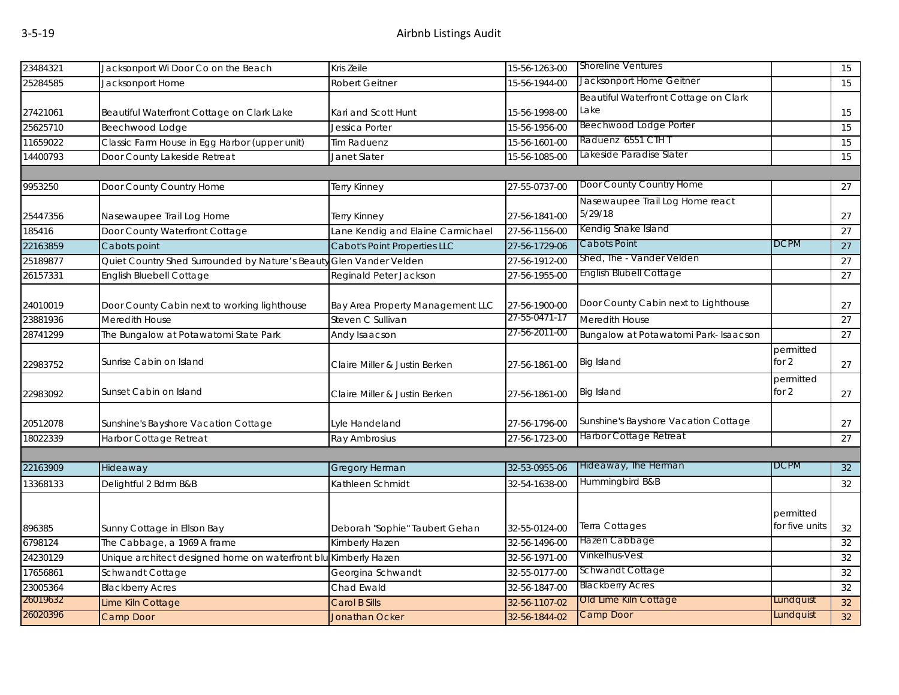| | | | | | | |
|---|---|---|---|---|---|---|
| 23484321 | Jacksonport Wi Door Co on the Beach | Kris Zeile | 15-56-1263-00 | Shoreline Ventures | | 15 |
| 25284585 | Jacksonport Home | Robert Geitner | 15-56-1944-00 | Jacksonport Home Geitner | | 15 |
| 27421061 | Beautiful Waterfront Cottage on Clark Lake | Kari and Scott Hunt | 15-56-1998-00 | Beautiful Waterfront Cottage on Clark Lake | | 15 |
| 25625710 | Beechwood Lodge | Jessica Porter | 15-56-1956-00 | Beechwood Lodge Porter | | 15 |
| 11659022 | Classic Farm House in Egg Harbor (upper unit) | Tim Raduenz | 15-56-1601-00 | Raduenz 6551 CTH T | | 15 |
| 14400793 | Door County Lakeside Retreat | Janet Slater | 15-56-1085-00 | Lakeside Paradise Slater | | 15 |
| | | | | | | |
| 9953250 | Door County Country Home | Terry Kinney | 27-55-0737-00 | Door County Country Home | | 27 |
| 25447356 | Nasewaupee Trail Log Home | Terry Kinney | 27-56-1841-00 | Nasewaupee Trail Log Home react 5/29/18 | | 27 |
| 185416 | Door County Waterfront Cottage | Lane Kendig and Elaine Carmichael | 27-56-1156-00 | Kendig Snake Island | | 27 |
| 22163859 | Cabots point | Cabot's Point Properties LLC | 27-56-1729-06 | Cabots Point | DCPM | 27 |
| 25189877 | Quiet Country Shed Surrounded by Nature's Beauty | Glen Vander Velden | 27-56-1912-00 | Shed, The - Vander Velden | | 27 |
| 26157331 | English Bluebell Cottage | Reginald Peter Jackson | 27-56-1955-00 | English Blubell Cottage | | 27 |
| 24010019 | Door County Cabin next to working lighthouse | Bay Area Property Management LLC | 27-56-1900-00 | Door County Cabin next to Lighthouse | | 27 |
| 23881936 | Meredith House | Steven C Sullivan | 27-55-0471-17 | Meredith House | | 27 |
| 28741299 | The Bungalow at Potawatomi State Park | Andy Isaacson | 27-56-2011-00 | Bungalow at Potawatomi Park- Isaacson | | 27 |
| 22983752 | Sunrise Cabin on Island | Claire Miller & Justin Berken | 27-56-1861-00 | Big Island | permitted for 2 | 27 |
| 22983092 | Sunset Cabin on Island | Claire Miller & Justin Berken | 27-56-1861-00 | Big Island | permitted for 2 | 27 |
| 20512078 | Sunshine's Bayshore Vacation Cottage | Lyle Handeland | 27-56-1796-00 | Sunshine's Bayshore Vacation Cottage | | 27 |
| 18022339 | Harbor Cottage Retreat | Ray Ambrosius | 27-56-1723-00 | Harbor Cottage Retreat | | 27 |
| | | | | | | |
| 22163909 | Hideaway | Gregory Herman | 32-53-0955-06 | Hideaway, The Herman | DCPM | 32 |
| 13368133 | Delightful 2 Bdrm B&B | Kathleen Schmidt | 32-54-1638-00 | Hummingbird B&B | | 32 |
| 896385 | Sunny Cottage in Ellson Bay | Deborah "Sophie" Taubert Gehan | 32-55-0124-00 | Terra Cottages | permitted for five units | 32 |
| 6798124 | The Cabbage, a 1969 A frame | Kimberly Hazen | 32-56-1496-00 | Hazen Cabbage | | 32 |
| 24230129 | Unique architect designed home on waterfront blu | Kimberly Hazen | 32-56-1971-00 | Vinkelhus-Vest | | 32 |
| 17656861 | Schwandt Cottage | Georgina Schwandt | 32-55-0177-00 | Schwandt Cottage | | 32 |
| 23005364 | Blackberry Acres | Chad Ewald | 32-56-1847-00 | Blackberry Acres | | 32 |
| 26019632 | Lime Kiln Cottage | Carol B Sills | 32-56-1107-02 | Old Lime Kiln Cottage | Lundquist | 32 |
| 26020396 | Camp Door | Jonathan Ocker | 32-56-1844-02 | Camp Door | Lundquist | 32 |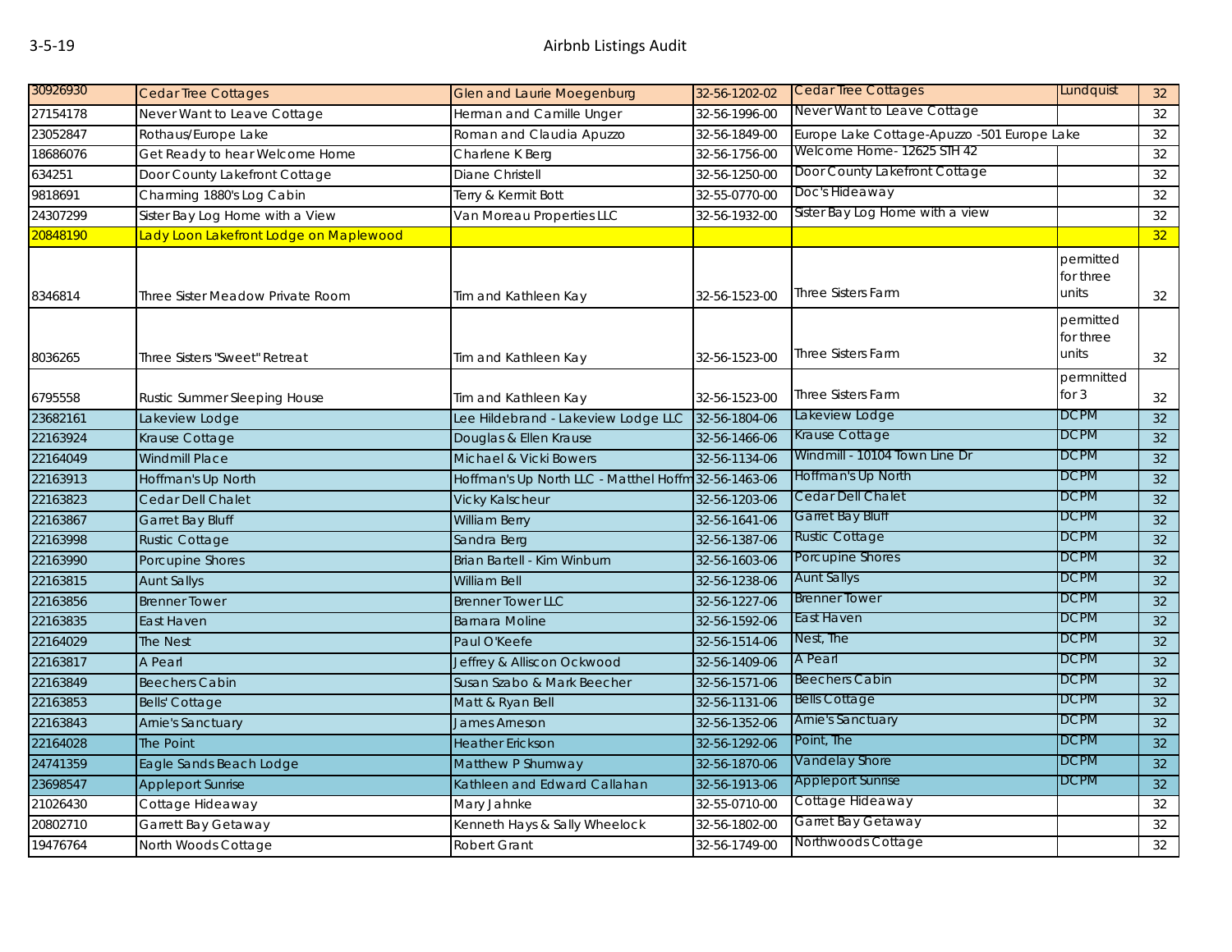3-5-19 Airbnb Listings Audit

| | | | | | | |
|---|---|---|---|---|---|---|
| 30926930 | Cedar Tree Cottages | Glen and Laurie Moegenburg | 32-56-1202-02 | Cedar Tree Cottages | Lundquist | 32 |
| 27154178 | Never Want to Leave Cottage | Herman and Camille Unger | 32-56-1996-00 | Never Want to Leave Cottage | | 32 |
| 23052847 | Rothaus/Europe Lake | Roman and Claudia Apuzzo | 32-56-1849-00 | Europe Lake Cottage-Apuzzo -501 Europe Lake | | 32 |
| 18686076 | Get Ready to hear Welcome Home | Charlene K Berg | 32-56-1756-00 | Welcome Home- 12625 STH 42 | | 32 |
| 634251 | Door County Lakefront Cottage | Diane Christell | 32-56-1250-00 | Door County Lakefront Cottage | | 32 |
| 9818691 | Charming 1880's Log Cabin | Terry & Kermit Bott | 32-55-0770-00 | Doc's Hideaway | | 32 |
| 24307299 | Sister Bay Log Home with a View | Van Moreau Properties LLC | 32-56-1932-00 | Sister Bay Log Home with a view | | 32 |
| 20848190 | Lady Loon Lakefront Lodge on Maplewood | | | | | 32 |
| 8346814 | Three Sister Meadow Private Room | Tim and Kathleen Kay | 32-56-1523-00 | Three Sisters Farm | permitted for three units | 32 |
| 8036265 | Three Sisters "Sweet" Retreat | Tim and Kathleen Kay | 32-56-1523-00 | Three Sisters Farm | permitted for three units | 32 |
| 6795558 | Rustic Summer Sleeping House | Tim and Kathleen Kay | 32-56-1523-00 | Three Sisters Farm | permnitted for 3 | 32 |
| 23682161 | Lakeview Lodge | Lee Hildebrand - Lakeview Lodge LLC | 32-56-1804-06 | Lakeview Lodge | DCPM | 32 |
| 22163924 | Krause Cottage | Douglas & Ellen Krause | 32-56-1466-06 | Krause Cottage | DCPM | 32 |
| 22164049 | Windmill Place | Michael & Vicki Bowers | 32-56-1134-06 | Windmill - 10104 Town Line Dr | DCPM | 32 |
| 22163913 | Hoffman's Up North | Hoffman's Up North LLC - Matthel Hoffm | 32-56-1463-06 | Hoffman's Up North | DCPM | 32 |
| 22163823 | Cedar Dell Chalet | Vicky Kalscheur | 32-56-1203-06 | Cedar Dell Chalet | DCPM | 32 |
| 22163867 | Garret Bay Bluff | William Berry | 32-56-1641-06 | Garret Bay Bluff | DCPM | 32 |
| 22163998 | Rustic Cottage | Sandra Berg | 32-56-1387-06 | Rustic Cottage | DCPM | 32 |
| 22163990 | Porcupine Shores | Brian Bartell - Kim Winburn | 32-56-1603-06 | Porcupine Shores | DCPM | 32 |
| 22163815 | Aunt Sallys | William Bell | 32-56-1238-06 | Aunt Sallys | DCPM | 32 |
| 22163856 | Brenner Tower | Brenner Tower LLC | 32-56-1227-06 | Brenner Tower | DCPM | 32 |
| 22163835 | East Haven | Barnara Moline | 32-56-1592-06 | East Haven | DCPM | 32 |
| 22164029 | The Nest | Paul O'Keefe | 32-56-1514-06 | Nest, The | DCPM | 32 |
| 22163817 | A Pearl | Jeffrey & Alliscon Ockwood | 32-56-1409-06 | A Pearl | DCPM | 32 |
| 22163849 | Beechers Cabin | Susan Szabo & Mark Beecher | 32-56-1571-06 | Beechers Cabin | DCPM | 32 |
| 22163853 | Bells' Cottage | Matt & Ryan Bell | 32-56-1131-06 | Bells Cottage | DCPM | 32 |
| 22163843 | Arnie's Sanctuary | James Arneson | 32-56-1352-06 | Arnie's Sanctuary | DCPM | 32 |
| 22164028 | The Point | Heather Erickson | 32-56-1292-06 | Point, The | DCPM | 32 |
| 24741359 | Eagle Sands Beach Lodge | Matthew P Shumway | 32-56-1870-06 | Vandelay Shore | DCPM | 32 |
| 23698547 | Appleport Sunrise | Kathleen and Edward Callahan | 32-56-1913-06 | Appleport Sunrise | DCPM | 32 |
| 21026430 | Cottage Hideaway | Mary Jahnke | 32-55-0710-00 | Cottage Hideaway | | 32 |
| 20802710 | Garrett Bay Getaway | Kenneth Hays & Sally Wheelock | 32-56-1802-00 | Garret Bay Getaway | | 32 |
| 19476764 | North Woods Cottage | Robert Grant | 32-56-1749-00 | Northwoods Cottage | | 32 |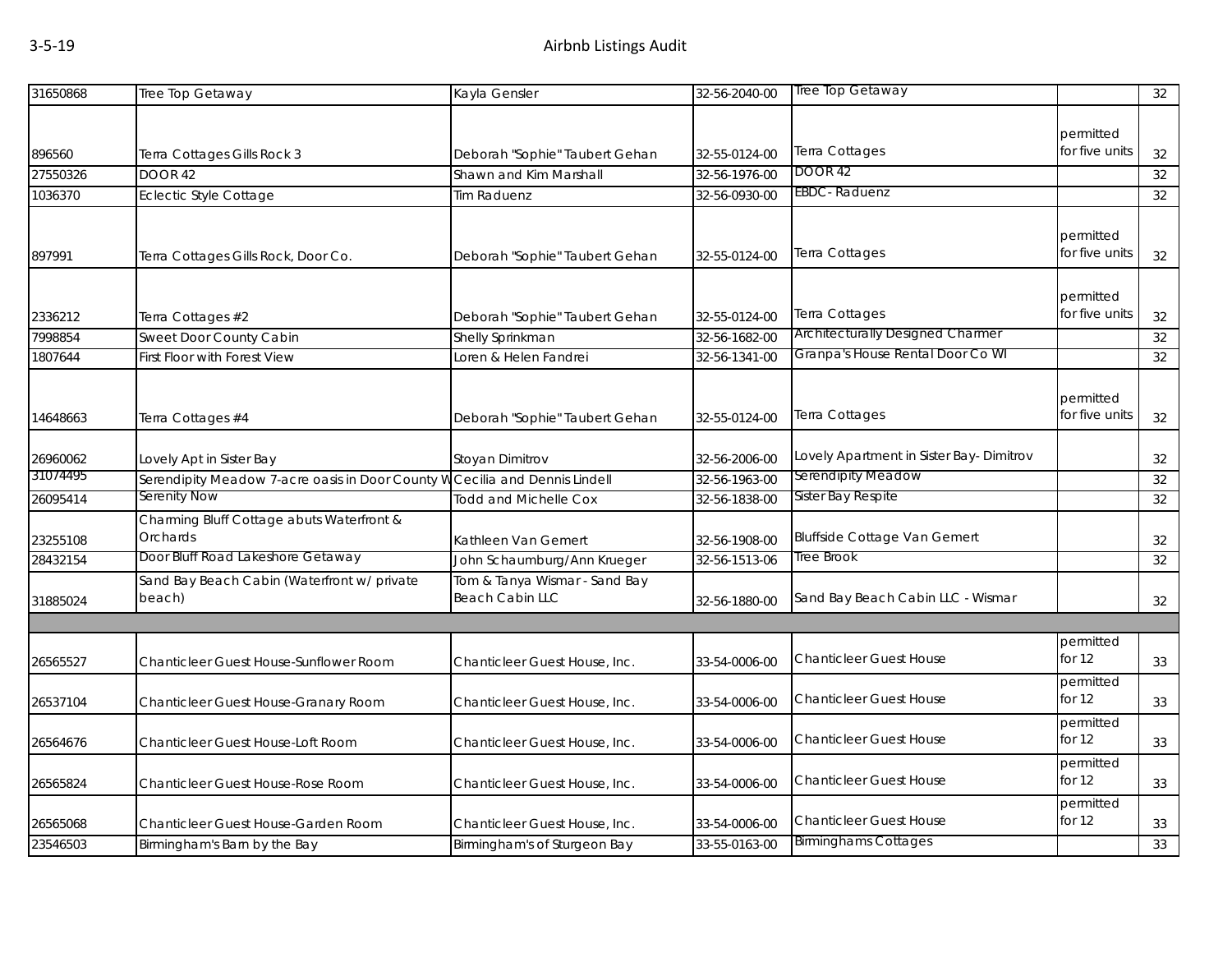| | | | | | | |
|---|---|---|---|---|---|---|
| 31650868 | Tree Top Getaway | Kayla Gensler | 32-56-2040-00 | Tree Top Getaway | | 32 |
| 896560 | Terra Cottages Gills Rock 3 | Deborah "Sophie" Taubert Gehan | 32-55-0124-00 | Terra Cottages | permitted for five units | 32 |
| 27550326 | DOOR 42 | Shawn and Kim Marshall | 32-56-1976-00 | DOOR 42 | | 32 |
| 1036370 | Eclectic Style Cottage | Tim Raduenz | 32-56-0930-00 | EBDC- Raduenz | | 32 |
| 897991 | Terra Cottages Gills Rock, Door Co. | Deborah "Sophie" Taubert Gehan | 32-55-0124-00 | Terra Cottages | permitted for five units | 32 |
| 2336212 | Terra Cottages #2 | Deborah "Sophie" Taubert Gehan | 32-55-0124-00 | Terra Cottages | permitted for five units | 32 |
| 7998854 | Sweet Door County Cabin | Shelly Sprinkman | 32-56-1682-00 | Architecturally Designed Charmer | | 32 |
| 1807644 | First Floor with Forest View | Loren & Helen Fandrei | 32-56-1341-00 | Granpa's House Rental Door Co WI | | 32 |
| 14648663 | Terra Cottages #4 | Deborah "Sophie" Taubert Gehan | 32-55-0124-00 | Terra Cottages | permitted for five units | 32 |
| 26960062 | Lovely Apt in Sister Bay | Stoyan Dimitrov | 32-56-2006-00 | Lovely Apartment in Sister Bay- Dimitrov | | 32 |
| 31074495 | Serendipity Meadow 7-acre oasis in Door County W | Cecilia and Dennis Lindell | 32-56-1963-00 | Serendipity Meadow | | 32 |
| 26095414 | Serenity Now | Todd and Michelle Cox | 32-56-1838-00 | Sister Bay Respite | | 32 |
| 23255108 | Charming Bluff Cottage abuts Waterfront & Orchards | Kathleen Van Gemert | 32-56-1908-00 | Bluffside Cottage Van Gemert | | 32 |
| 28432154 | Door Bluff Road Lakeshore Getaway | John Schaumburg/Ann Krueger | 32-56-1513-06 | Tree Brook | | 32 |
| 31885024 | Sand Bay Beach Cabin (Waterfront w/ private beach) | Tom & Tanya Wismar - Sand Bay Beach Cabin LLC | 32-56-1880-00 | Sand Bay Beach Cabin LLC - Wismar | | 32 |
| | | | | | | |
| 26565527 | Chanticleer Guest House-Sunflower Room | Chanticleer Guest House, Inc. | 33-54-0006-00 | Chanticleer Guest House | permitted for 12 | 33 |
| 26537104 | Chanticleer Guest House-Granary Room | Chanticleer Guest House, Inc. | 33-54-0006-00 | Chanticleer Guest House | permitted for 12 | 33 |
| 26564676 | Chanticleer Guest House-Loft Room | Chanticleer Guest House, Inc. | 33-54-0006-00 | Chanticleer Guest House | permitted for 12 | 33 |
| 26565824 | Chanticleer Guest House-Rose Room | Chanticleer Guest House, Inc. | 33-54-0006-00 | Chanticleer Guest House | permitted for 12 | 33 |
| 26565068 | Chanticleer Guest House-Garden Room | Chanticleer Guest House, Inc. | 33-54-0006-00 | Chanticleer Guest House | permitted for 12 | 33 |
| 23546503 | Birmingham's Barn by the Bay | Birmingham's of Sturgeon Bay | 33-55-0163-00 | Birminghams Cottages | | 33 |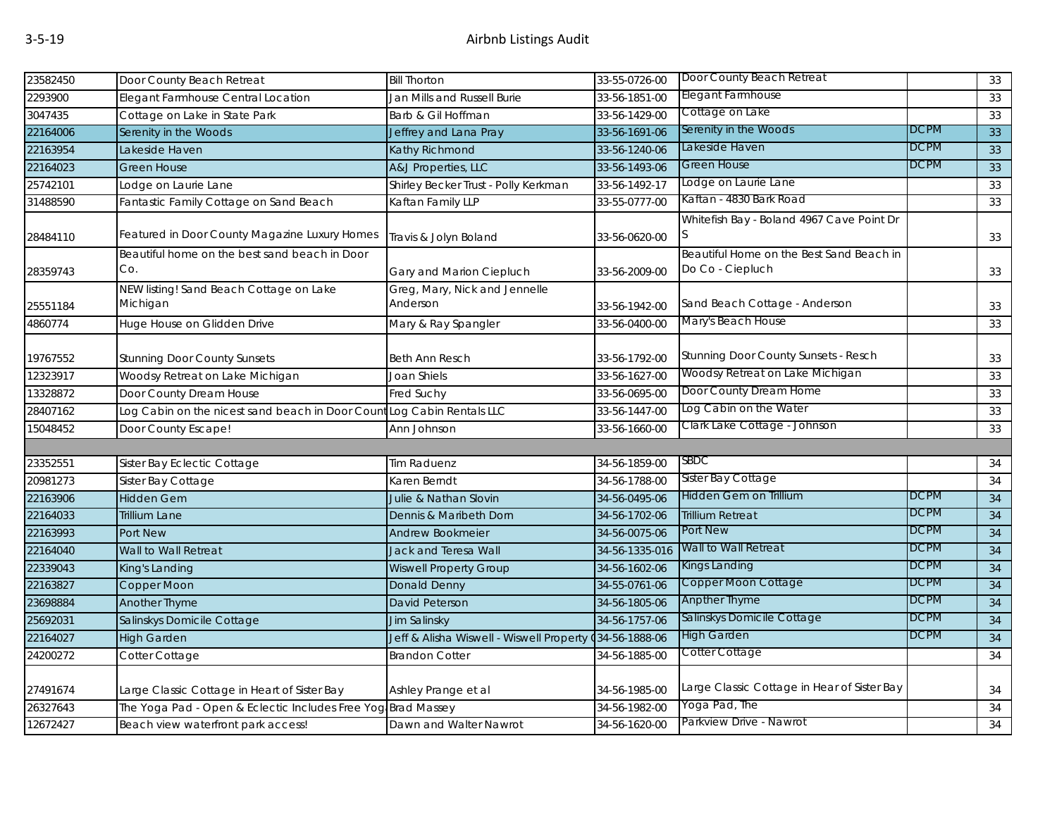| | | | | | | |
|---|---|---|---|---|---|---|
| 23582450 | Door County Beach Retreat | Bill Thorton | 33-55-0726-00 | Door County Beach Retreat | | 33 |
| 2293900 | Elegant Farmhouse Central Location | Jan Mills and Russell Burie | 33-56-1851-00 | Elegant Farmhouse | | 33 |
| 3047435 | Cottage on Lake in State Park | Barb & Gil Hoffman | 33-56-1429-00 | Cottage on Lake | | 33 |
| 22164006 | Serenity in the Woods | Jeffrey and Lana Pray | 33-56-1691-06 | Serenity in the Woods | DCPM | 33 |
| 22163954 | Lakeside Haven | Kathy Richmond | 33-56-1240-06 | Lakeside Haven | DCPM | 33 |
| 22164023 | Green House | A&J Properties, LLC | 33-56-1493-06 | Green House | DCPM | 33 |
| 25742101 | Lodge on Laurie Lane | Shirley Becker Trust - Polly Kerkman | 33-56-1492-17 | Lodge on Laurie Lane | | 33 |
| 31488590 | Fantastic Family Cottage on Sand Beach | Kaftan Family LLP | 33-55-0777-00 | Kaftan - 4830 Bark Road | | 33 |
| 28484110 | Featured in Door County Magazine Luxury Homes | Travis & Jolyn Boland | 33-56-0620-00 | Whitefish Bay - Boland 4967 Cave Point Dr S | | 33 |
| 28359743 | Beautiful home on the best sand beach in Door Co. | Gary and Marion Ciepluch | 33-56-2009-00 | Beautiful Home on the Best Sand Beach in Do Co - Ciepluch | | 33 |
| 25551184 | NEW listing! Sand Beach Cottage on Lake Michigan | Greg, Mary, Nick and Jennelle Anderson | 33-56-1942-00 | Sand Beach Cottage - Anderson | | 33 |
| 4860774 | Huge House on Glidden Drive | Mary & Ray Spangler | 33-56-0400-00 | Mary's Beach House | | 33 |
| 19767552 | Stunning Door County Sunsets | Beth Ann Resch | 33-56-1792-00 | Stunning Door County Sunsets - Resch | | 33 |
| 12323917 | Woodsy Retreat on Lake Michigan | Joan Shiels | 33-56-1627-00 | Woodsy Retreat on Lake Michigan | | 33 |
| 13328872 | Door County Dream House | Fred Suchy | 33-56-0695-00 | Door County Dream Home | | 33 |
| 28407162 | Log Cabin on the nicest sand beach in Door Count | Log Cabin Rentals LLC | 33-56-1447-00 | Log Cabin on the Water | | 33 |
| 15048452 | Door County Escape! | Ann Johnson | 33-56-1660-00 | Clark Lake Cottage - Johnson | | 33 |
| | | | | | | |
| 23352551 | Sister Bay Eclectic Cottage | Tim Raduenz | 34-56-1859-00 | SBDC | | 34 |
| 20981273 | Sister Bay Cottage | Karen Berndt | 34-56-1788-00 | Sister Bay Cottage | | 34 |
| 22163906 | Hidden Gem | Julie & Nathan Slovin | 34-56-0495-06 | Hidden Gem on Trillium | DCPM | 34 |
| 22164033 | Trillium Lane | Dennis & Maribeth Dorn | 34-56-1702-06 | Trillium Retreat | DCPM | 34 |
| 22163993 | Port New | Andrew Bookmeier | 34-56-0075-06 | Port New | DCPM | 34 |
| 22164040 | Wall to Wall Retreat | Jack and Teresa Wall | 34-56-1335-016 | Wall to Wall Retreat | DCPM | 34 |
| 22339043 | King's Landing | Wiswell Property Group | 34-56-1602-06 | Kings Landing | DCPM | 34 |
| 22163827 | Copper Moon | Donald Denny | 34-55-0761-06 | Copper Moon Cottage | DCPM | 34 |
| 23698884 | Another Thyme | David Peterson | 34-56-1805-06 | Anpther Thyme | DCPM | 34 |
| 25692031 | Salinskys Domicile Cottage | Jim Salinsky | 34-56-1757-06 | Salinskys Domicile Cottage | DCPM | 34 |
| 22164027 | High Garden | Jeff & Alisha Wiswell - Wiswell Property ( | 34-56-1888-06 | High Garden | DCPM | 34 |
| 24200272 | Cotter Cottage | Brandon Cotter | 34-56-1885-00 | Cotter Cottage | | 34 |
| 27491674 | Large Classic Cottage in Heart of Sister Bay | Ashley Prange et al | 34-56-1985-00 | Large Classic Cottage in Hear of Sister Bay | | 34 |
| 26327643 | The Yoga Pad - Open & Eclectic Includes Free Yog | Brad Massey | 34-56-1982-00 | Yoga Pad, The | | 34 |
| 12672427 | Beach view waterfront park access! | Dawn and Walter Nawrot | 34-56-1620-00 | Parkview Drive - Nawrot | | 34 |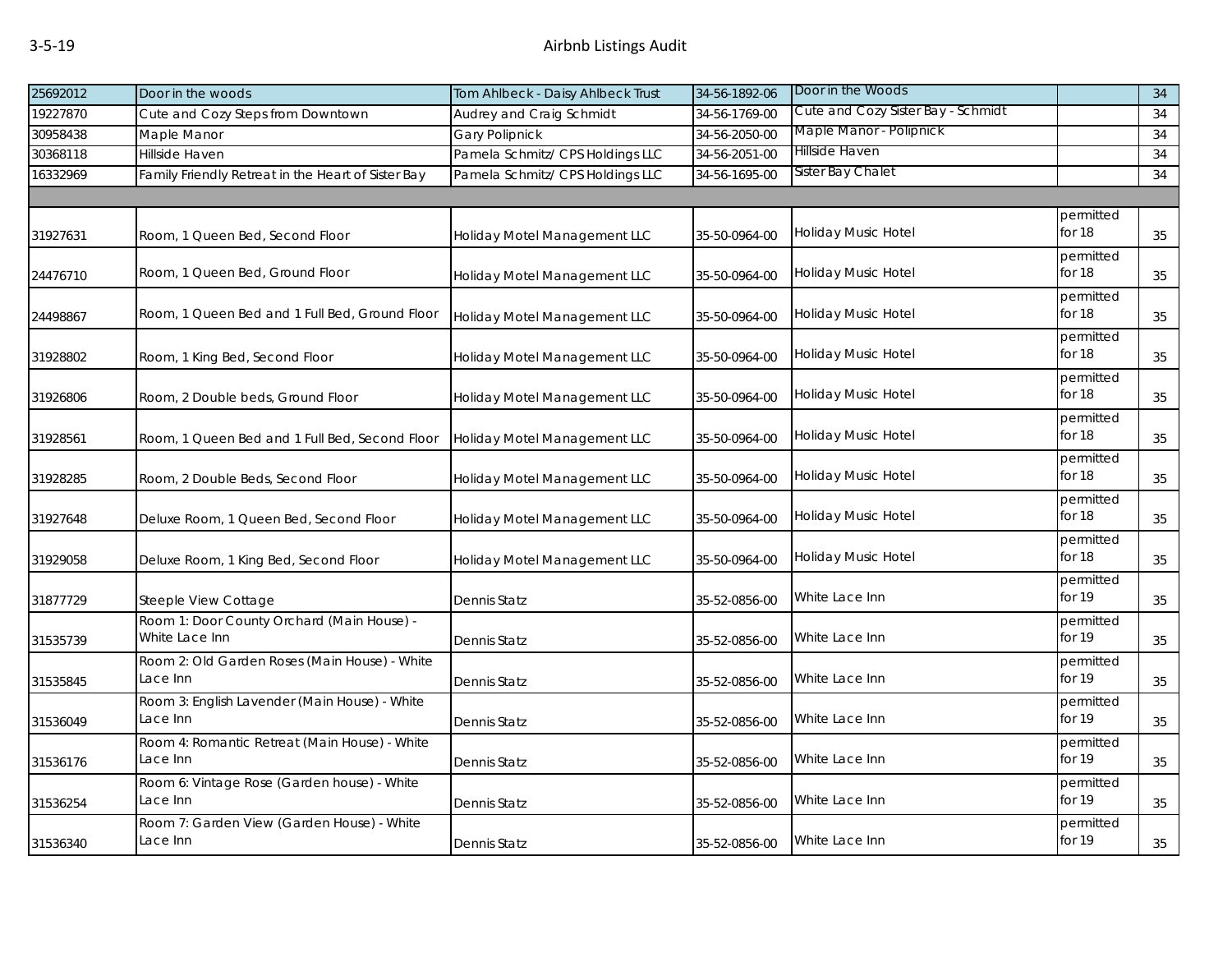| | | | | | | |
|---|---|---|---|---|---|---|
| 25692012 | Door in the woods | Tom Ahlbeck - Daisy Ahlbeck Trust | 34-56-1892-06 | Door in the Woods | | 34 |
| 19227870 | Cute and Cozy Steps from Downtown | Audrey and Craig Schmidt | 34-56-1769-00 | Cute and Cozy Sister Bay - Schmidt | | 34 |
| 30958438 | Maple Manor | Gary Polipnick | 34-56-2050-00 | Maple Manor - Polipnick | | 34 |
| 30368118 | Hillside Haven | Pamela Schmitz/ CPS Holdings LLC | 34-56-2051-00 | Hillside Haven | | 34 |
| 16332969 | Family Friendly Retreat in the Heart of Sister Bay | Pamela Schmitz/ CPS Holdings LLC | 34-56-1695-00 | Sister Bay Chalet | | 34 |
| | | | | | | |
| 31927631 | Room, 1 Queen Bed, Second Floor | Holiday Motel Management LLC | 35-50-0964-00 | Holiday Music Hotel | permitted for 18 | 35 |
| 24476710 | Room, 1 Queen Bed, Ground Floor | Holiday Motel Management LLC | 35-50-0964-00 | Holiday Music Hotel | permitted for 18 | 35 |
| 24498867 | Room, 1 Queen Bed and 1 Full Bed, Ground Floor | Holiday Motel Management LLC | 35-50-0964-00 | Holiday Music Hotel | permitted for 18 | 35 |
| 31928802 | Room, 1 King Bed, Second Floor | Holiday Motel Management LLC | 35-50-0964-00 | Holiday Music Hotel | permitted for 18 | 35 |
| 31926806 | Room, 2 Double beds, Ground Floor | Holiday Motel Management LLC | 35-50-0964-00 | Holiday Music Hotel | permitted for 18 | 35 |
| 31928561 | Room, 1 Queen Bed and 1 Full Bed, Second Floor | Holiday Motel Management LLC | 35-50-0964-00 | Holiday Music Hotel | permitted for 18 | 35 |
| 31928285 | Room, 2 Double Beds, Second Floor | Holiday Motel Management LLC | 35-50-0964-00 | Holiday Music Hotel | permitted for 18 | 35 |
| 31927648 | Deluxe Room, 1 Queen Bed, Second Floor | Holiday Motel Management LLC | 35-50-0964-00 | Holiday Music Hotel | permitted for 18 | 35 |
| 31929058 | Deluxe Room, 1 King Bed, Second Floor | Holiday Motel Management LLC | 35-50-0964-00 | Holiday Music Hotel | permitted for 18 | 35 |
| 31877729 | Steeple View Cottage | Dennis Statz | 35-52-0856-00 | White Lace Inn | permitted for 19 | 35 |
| 31535739 | Room 1: Door County Orchard (Main House) - White Lace Inn | Dennis Statz | 35-52-0856-00 | White Lace Inn | permitted for 19 | 35 |
| 31535845 | Room 2: Old Garden Roses (Main House) - White Lace Inn | Dennis Statz | 35-52-0856-00 | White Lace Inn | permitted for 19 | 35 |
| 31536049 | Room 3: English Lavender (Main House) - White Lace Inn | Dennis Statz | 35-52-0856-00 | White Lace Inn | permitted for 19 | 35 |
| 31536176 | Room 4: Romantic Retreat (Main House) - White Lace Inn | Dennis Statz | 35-52-0856-00 | White Lace Inn | permitted for 19 | 35 |
| 31536254 | Room 6: Vintage Rose (Garden house) - White Lace Inn | Dennis Statz | 35-52-0856-00 | White Lace Inn | permitted for 19 | 35 |
| 31536340 | Room 7: Garden View (Garden House) - White Lace Inn | Dennis Statz | 35-52-0856-00 | White Lace Inn | permitted for 19 | 35 |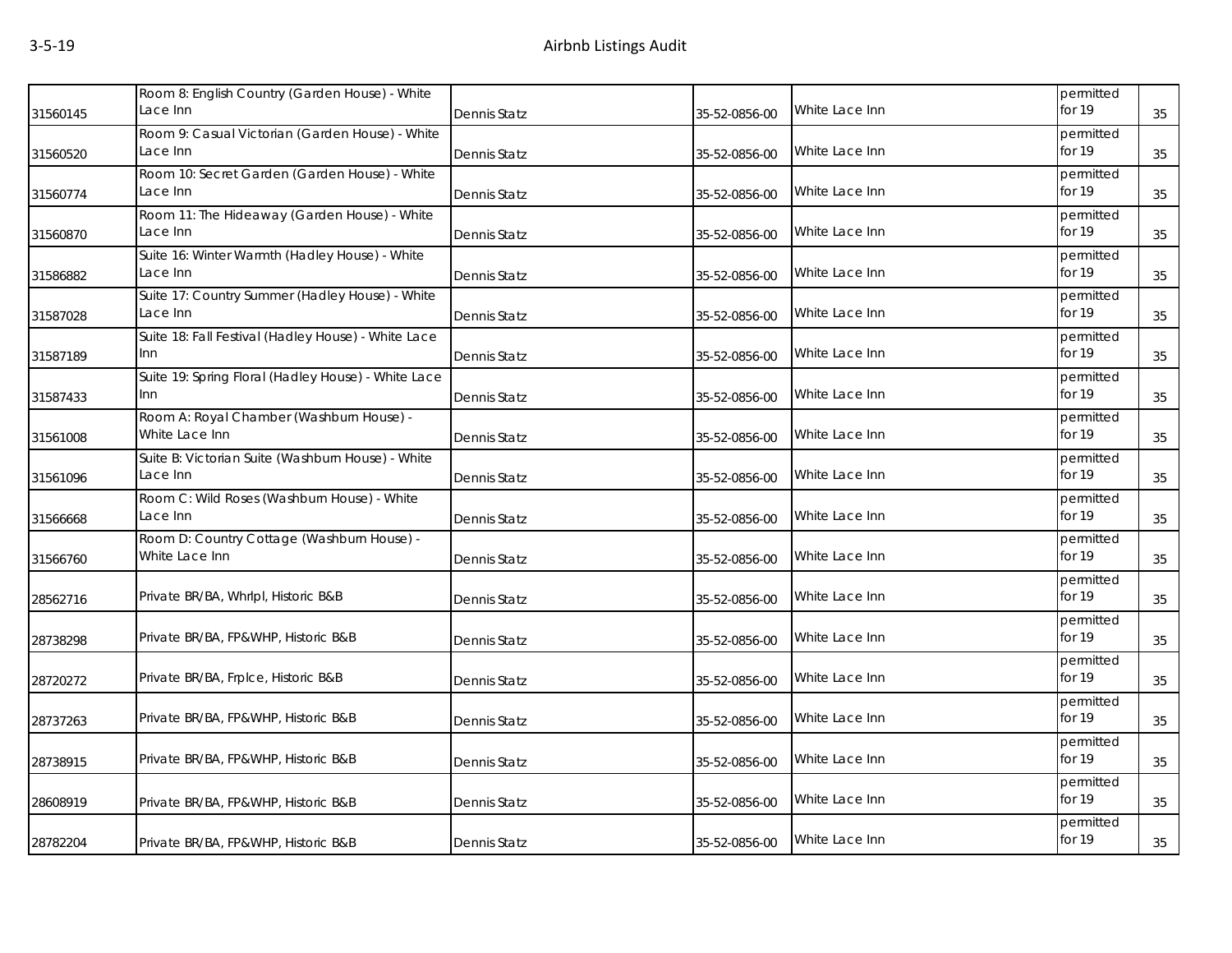| | | | | | | |
|---|---|---|---|---|---|---|
| 31560145 | Room 8: English Country (Garden House) - White Lace Inn | Dennis Statz | 35-52-0856-00 | White Lace Inn | permitted for 19 | 35 |
| 31560520 | Room 9: Casual Victorian (Garden House) - White Lace Inn | Dennis Statz | 35-52-0856-00 | White Lace Inn | permitted for 19 | 35 |
| 31560774 | Room 10: Secret Garden (Garden House) - White Lace Inn | Dennis Statz | 35-52-0856-00 | White Lace Inn | permitted for 19 | 35 |
| 31560870 | Room 11: The Hideaway (Garden House) - White Lace Inn | Dennis Statz | 35-52-0856-00 | White Lace Inn | permitted for 19 | 35 |
| 31586882 | Suite 16: Winter Warmth (Hadley House) - White Lace Inn | Dennis Statz | 35-52-0856-00 | White Lace Inn | permitted for 19 | 35 |
| 31587028 | Suite 17: Country Summer (Hadley House) - White Lace Inn | Dennis Statz | 35-52-0856-00 | White Lace Inn | permitted for 19 | 35 |
| 31587189 | Suite 18: Fall Festival (Hadley House) - White Lace Inn | Dennis Statz | 35-52-0856-00 | White Lace Inn | permitted for 19 | 35 |
| 31587433 | Suite 19: Spring Floral (Hadley House) - White Lace Inn | Dennis Statz | 35-52-0856-00 | White Lace Inn | permitted for 19 | 35 |
| 31561008 | Room A: Royal Chamber (Washburn House) - White Lace Inn | Dennis Statz | 35-52-0856-00 | White Lace Inn | permitted for 19 | 35 |
| 31561096 | Suite B: Victorian Suite (Washburn House) - White Lace Inn | Dennis Statz | 35-52-0856-00 | White Lace Inn | permitted for 19 | 35 |
| 31566668 | Room C: Wild Roses (Washburn House) - White Lace Inn | Dennis Statz | 35-52-0856-00 | White Lace Inn | permitted for 19 | 35 |
| 31566760 | Room D: Country Cottage (Washburn House) - White Lace Inn | Dennis Statz | 35-52-0856-00 | White Lace Inn | permitted for 19 | 35 |
| 28562716 | Private BR/BA, Whrlpl, Historic B&B | Dennis Statz | 35-52-0856-00 | White Lace Inn | permitted for 19 | 35 |
| 28738298 | Private BR/BA, FP&WHP, Historic B&B | Dennis Statz | 35-52-0856-00 | White Lace Inn | permitted for 19 | 35 |
| 28720272 | Private BR/BA, Frplce, Historic B&B | Dennis Statz | 35-52-0856-00 | White Lace Inn | permitted for 19 | 35 |
| 28737263 | Private BR/BA, FP&WHP, Historic B&B | Dennis Statz | 35-52-0856-00 | White Lace Inn | permitted for 19 | 35 |
| 28738915 | Private BR/BA, FP&WHP, Historic B&B | Dennis Statz | 35-52-0856-00 | White Lace Inn | permitted for 19 | 35 |
| 28608919 | Private BR/BA, FP&WHP, Historic B&B | Dennis Statz | 35-52-0856-00 | White Lace Inn | permitted for 19 | 35 |
| 28782204 | Private BR/BA, FP&WHP, Historic B&B | Dennis Statz | 35-52-0856-00 | White Lace Inn | permitted for 19 | 35 |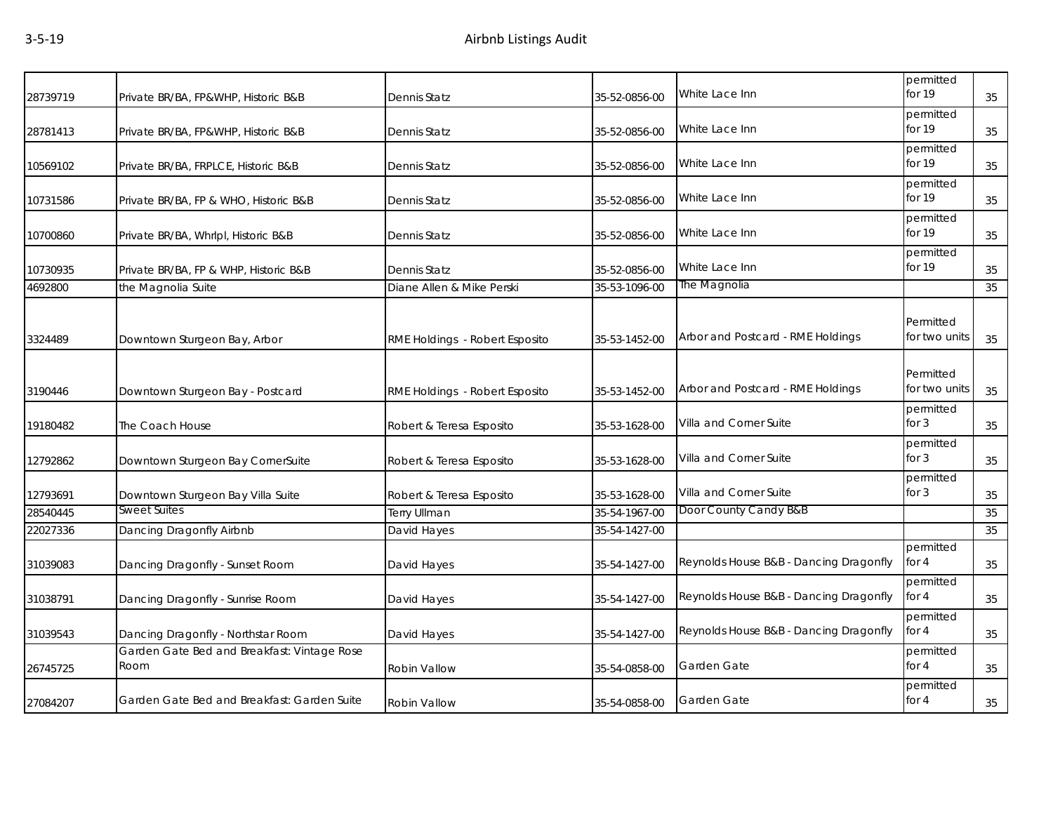| | | | | | | |
|---|---|---|---|---|---|---|
| 28739719 | Private BR/BA, FP&WHP, Historic B&B | Dennis Statz | 35-52-0856-00 | White Lace Inn | permitted for 19 | 35 |
| 28781413 | Private BR/BA, FP&WHP, Historic B&B | Dennis Statz | 35-52-0856-00 | White Lace Inn | permitted for 19 | 35 |
| 10569102 | Private BR/BA, FRPLCE, Historic B&B | Dennis Statz | 35-52-0856-00 | White Lace Inn | permitted for 19 | 35 |
| 10731586 | Private BR/BA, FP & WHO, Historic B&B | Dennis Statz | 35-52-0856-00 | White Lace Inn | permitted for 19 | 35 |
| 10700860 | Private BR/BA, Whrlpl, Historic B&B | Dennis Statz | 35-52-0856-00 | White Lace Inn | permitted for 19 | 35 |
| 10730935 | Private BR/BA, FP & WHP, Historic B&B | Dennis Statz | 35-52-0856-00 | White Lace Inn | permitted for 19 | 35 |
| 4692800 | the Magnolia Suite | Diane Allen & Mike Perski | 35-53-1096-00 | The Magnolia | | 35 |
| 3324489 | Downtown Sturgeon Bay, Arbor | RME Holdings - Robert Esposito | 35-53-1452-00 | Arbor and Postcard - RME Holdings | Permitted for two units | 35 |
| 3190446 | Downtown Sturgeon Bay - Postcard | RME Holdings - Robert Esposito | 35-53-1452-00 | Arbor and Postcard - RME Holdings | Permitted for two units | 35 |
| 19180482 | The Coach House | Robert & Teresa Esposito | 35-53-1628-00 | Villa and Corner Suite | permitted for 3 | 35 |
| 12792862 | Downtown Sturgeon Bay CornerSuite | Robert & Teresa Esposito | 35-53-1628-00 | Villa and Corner Suite | permitted for 3 | 35 |
| 12793691 | Downtown Sturgeon Bay Villa Suite | Robert & Teresa Esposito | 35-53-1628-00 | Villa and Corner Suite | permitted for 3 | 35 |
| 28540445 | Sweet Suites | Terry Ullman | 35-54-1967-00 | Door County Candy B&B | | 35 |
| 22027336 | Dancing Dragonfly Airbnb | David Hayes | 35-54-1427-00 | | | 35 |
| 31039083 | Dancing Dragonfly - Sunset Room | David Hayes | 35-54-1427-00 | Reynolds House B&B - Dancing Dragonfly | permitted for 4 | 35 |
| 31038791 | Dancing Dragonfly - Sunrise Room | David Hayes | 35-54-1427-00 | Reynolds House B&B - Dancing Dragonfly | permitted for 4 | 35 |
| 31039543 | Dancing Dragonfly - Northstar Room | David Hayes | 35-54-1427-00 | Reynolds House B&B - Dancing Dragonfly | permitted for 4 | 35 |
| 26745725 | Garden Gate Bed and Breakfast: Vintage Rose Room | Robin Vallow | 35-54-0858-00 | Garden Gate | permitted for 4 | 35 |
| 27084207 | Garden Gate Bed and Breakfast: Garden Suite | Robin Vallow | 35-54-0858-00 | Garden Gate | permitted for 4 | 35 |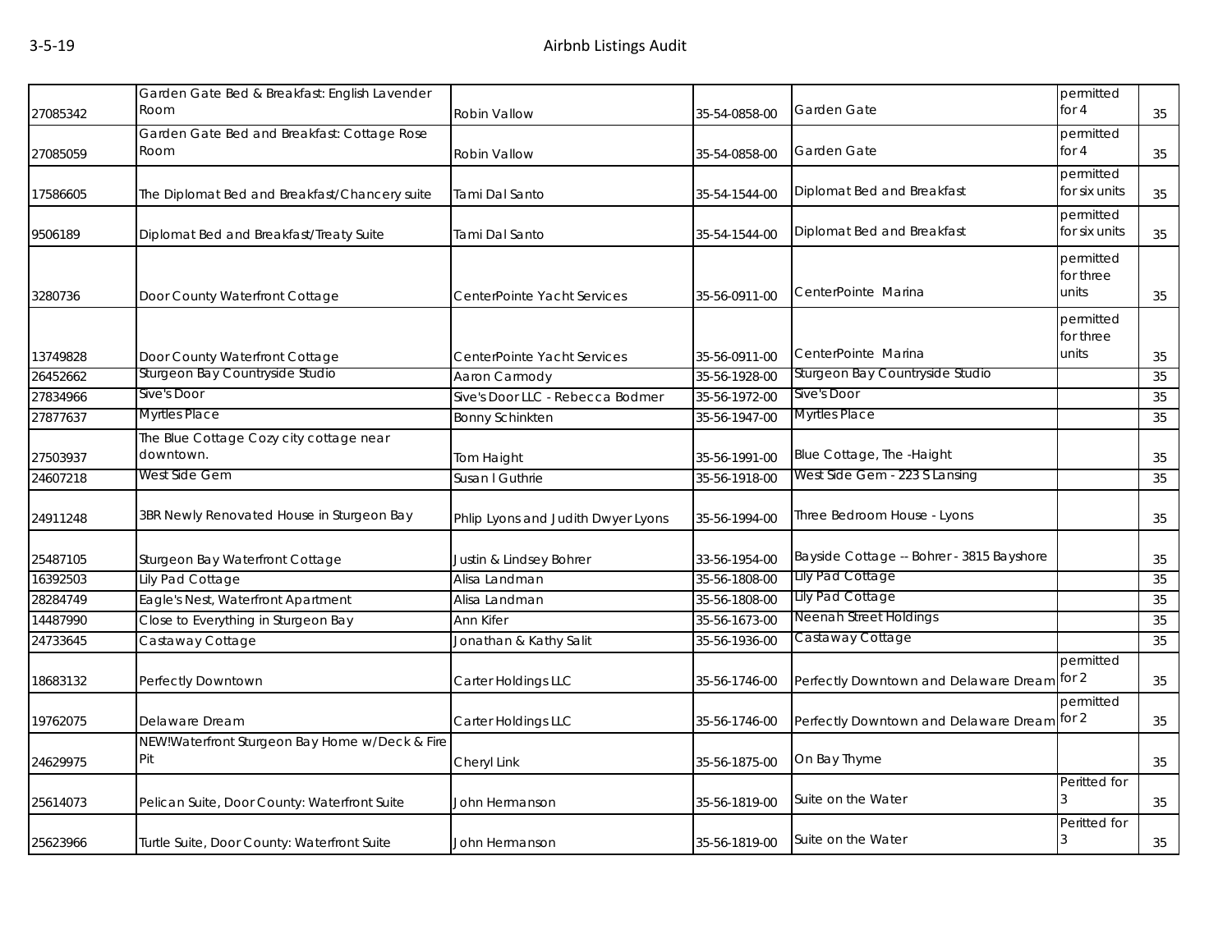| 27085342 | Garden Gate Bed & Breakfast: English Lavender Room | Robin Vallow | 35-54-0858-00 | Garden Gate | permitted for 4 | 35 |
|---|---|---|---|---|---|---|
| 27085059 | Garden Gate Bed and Breakfast: Cottage Rose Room | Robin Vallow | 35-54-0858-00 | Garden Gate | permitted for 4 | 35 |
| 17586605 | The Diplomat Bed and Breakfast/Chancery suite | Tami Dal Santo | 35-54-1544-00 | Diplomat Bed and Breakfast | permitted for six units | 35 |
| 9506189 | Diplomat Bed and Breakfast/Treaty Suite | Tami Dal Santo | 35-54-1544-00 | Diplomat Bed and Breakfast | permitted for six units | 35 |
| 3280736 | Door County Waterfront Cottage | CenterPointe Yacht Services | 35-56-0911-00 | CenterPointe Marina | permitted for three units | 35 |
| 13749828 | Door County Waterfront Cottage | CenterPointe Yacht Services | 35-56-0911-00 | CenterPointe Marina | permitted for three units | 35 |
| 26452662 | Sturgeon Bay Countryside Studio | Aaron Carmody | 35-56-1928-00 | Sturgeon Bay Countryside Studio | | 35 |
| 27834966 | Sive's Door | Sive's Door LLC - Rebecca Bodmer | 35-56-1972-00 | Sive's Door | | 35 |
| 27877637 | Myrtles Place | Bonny Schinkten | 35-56-1947-00 | Myrtles Place | | 35 |
| 27503937 | The Blue Cottage Cozy city cottage near downtown. | Tom Haight | 35-56-1991-00 | Blue Cottage, The -Haight | | 35 |
| 24607218 | West Side Gem | Susan I Guthrie | 35-56-1918-00 | West Side Gem - 223 S Lansing | | 35 |
| 24911248 | 3BR Newly Renovated House in Sturgeon Bay | Phlip Lyons and Judith Dwyer Lyons | 35-56-1994-00 | Three Bedroom House - Lyons | | 35 |
| 25487105 | Sturgeon Bay Waterfront Cottage | Justin & Lindsey Bohrer | 33-56-1954-00 | Bayside Cottage -- Bohrer - 3815 Bayshore | | 35 |
| 16392503 | Lily Pad Cottage | Alisa Landman | 35-56-1808-00 | Lily Pad Cottage | | 35 |
| 28284749 | Eagle's Nest, Waterfront Apartment | Alisa Landman | 35-56-1808-00 | Lily Pad Cottage | | 35 |
| 14487990 | Close to Everything in Sturgeon Bay | Ann Kifer | 35-56-1673-00 | Neenah Street Holdings | | 35 |
| 24733645 | Castaway Cottage | Jonathan & Kathy Salit | 35-56-1936-00 | Castaway Cottage | | 35 |
| 18683132 | Perfectly Downtown | Carter Holdings LLC | 35-56-1746-00 | Perfectly Downtown and Delaware Dream | permitted for 2 | 35 |
| 19762075 | Delaware Dream | Carter Holdings LLC | 35-56-1746-00 | Perfectly Downtown and Delaware Dream | permitted for 2 | 35 |
| 24629975 | NEW!Waterfront Sturgeon Bay Home w/Deck & Fire Pit | Cheryl Link | 35-56-1875-00 | On Bay Thyme | | 35 |
| 25614073 | Pelican Suite, Door County: Waterfront Suite | John Hermanson | 35-56-1819-00 | Suite on the Water | Peritted for 3 | 35 |
| 25623966 | Turtle Suite, Door County: Waterfront Suite | John Hermanson | 35-56-1819-00 | Suite on the Water | Peritted for 3 | 35 |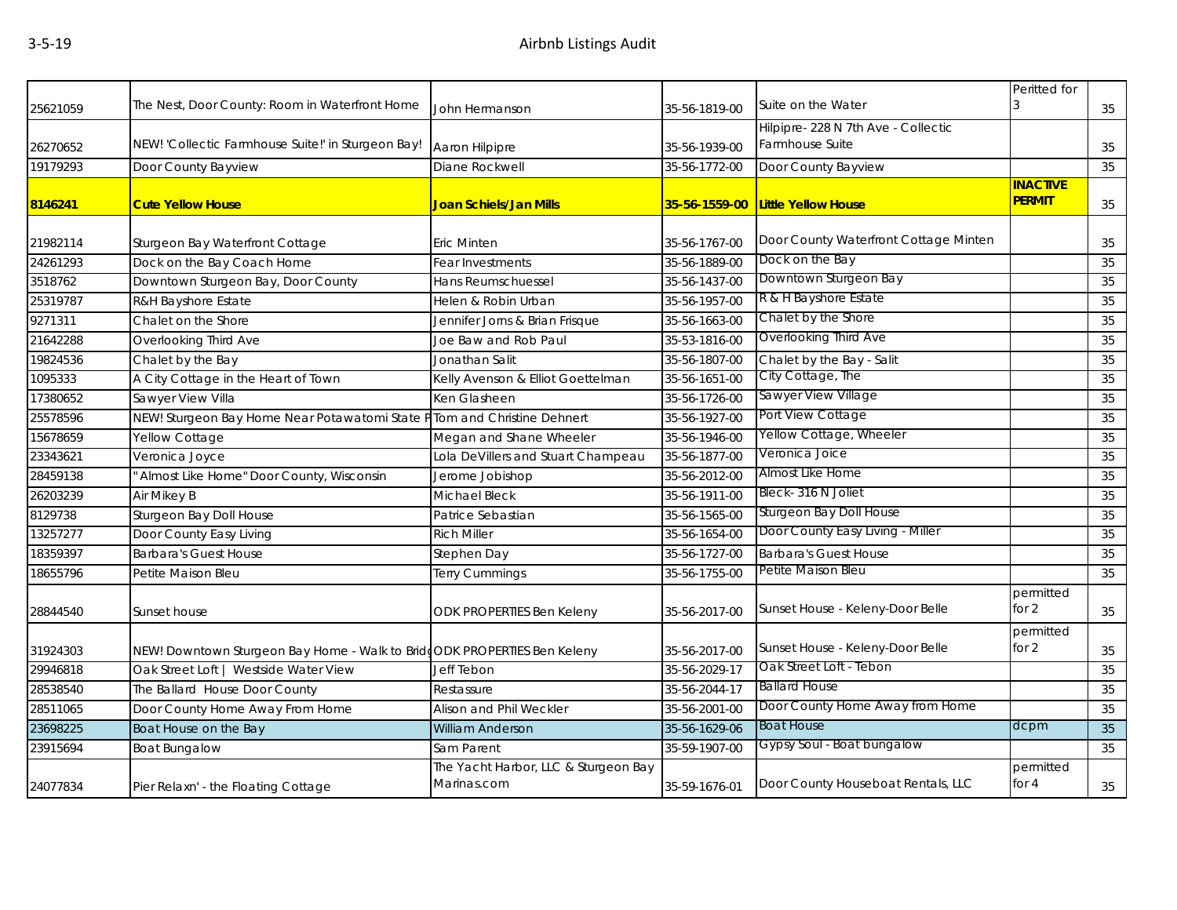| 25621059 | The Nest, Door County: Room in Waterfront Home | John Hermanson | 35-56-1819-00 | Suite on the Water | Peritted for 3 | 35 |
|---|---|---|---|---|---|---|
| 26270652 | NEW! 'Collectic Farmhouse Suite!' in Sturgeon Bay! | Aaron Hilpipre | 35-56-1939-00 | Hilpipre- 228 N 7th Ave - Collectic Farmhouse Suite | | 35 |
| 19179293 | Door County Bayview | Diane Rockwell | 35-56-1772-00 | Door County Bayview | | 35 |
| **8146241** | **Cute Yellow House** | **Joan Schiels/Jan Mills** | **35-56-1559-00** | **Little Yellow House** | **INACTIVE PERMIT** | 35 |
| 21982114 | Sturgeon Bay Waterfront Cottage | Eric Minten | 35-56-1767-00 | Door County Waterfront Cottage Minten | | 35 |
| 24261293 | Dock on the Bay Coach Home | Fear Investments | 35-56-1889-00 | Dock on the Bay | | 35 |
| 3518762 | Downtown Sturgeon Bay, Door County | Hans Reumschuessel | 35-56-1437-00 | Downtown Sturgeon Bay | | 35 |
| 25319787 | R&H Bayshore Estate | Helen & Robin Urban | 35-56-1957-00 | R & H Bayshore Estate | | 35 |
| 9271311 | Chalet on the Shore | Jennifer Jorns & Brian Frisque | 35-56-1663-00 | Chalet by the Shore | | 35 |
| 21642288 | Overlooking Third Ave | Joe Baw and Rob Paul | 35-53-1816-00 | Overlooking Third Ave | | 35 |
| 19824536 | Chalet by the Bay | Jonathan Salit | 35-56-1807-00 | Chalet by the Bay - Salit | | 35 |
| 1095333 | A City Cottage in the Heart of Town | Kelly Avenson & Elliot Goettelman | 35-56-1651-00 | City Cottage, The | | 35 |
| 17380652 | Sawyer View Villa | Ken Glasheen | 35-56-1726-00 | Sawyer View Village | | 35 |
| 25578596 | NEW! Sturgeon Bay Home Near Potawatomi State P | Tom and Christine Dehnert | 35-56-1927-00 | Port View Cottage | | 35 |
| 15678659 | Yellow Cottage | Megan and Shane Wheeler | 35-56-1946-00 | Yellow Cottage, Wheeler | | 35 |
| 23343621 | Veronica Joyce | Lola DeVillers and Stuart Champeau | 35-56-1877-00 | Veronica Joice | | 35 |
| 28459138 | " Almost Like Home" Door County, Wisconsin | Jerome Jobishop | 35-56-2012-00 | Almost Like Home | | 35 |
| 26203239 | Air Mikey B | Michael Bleck | 35-56-1911-00 | Bleck- 316 N Joliet | | 35 |
| 8129738 | Sturgeon Bay Doll House | Patrice Sebastian | 35-56-1565-00 | Sturgeon Bay Doll House | | 35 |
| 13257277 | Door County Easy Living | Rich Miller | 35-56-1654-00 | Door County Easy Living - Miller | | 35 |
| 18359397 | Barbara's Guest House | Stephen Day | 35-56-1727-00 | Barbara's Guest House | | 35 |
| 18655796 | Petite Maison Bleu | Terry Cummings | 35-56-1755-00 | Petite Maison Bleu | | 35 |
| 28844540 | Sunset house | ODK PROPERTIES Ben Keleny | 35-56-2017-00 | Sunset House - Keleny-Door Belle | permitted for 2 | 35 |
| 31924303 | NEW! Downtown Sturgeon Bay Home - Walk to Brid | ODK PROPERTIES Ben Keleny | 35-56-2017-00 | Sunset House - Keleny-Door Belle | permitted for 2 | 35 |
| 29946818 | Oak Street Loft \| Westside Water View | Jeff Tebon | 35-56-2029-17 | Oak Street Loft - Tebon | | 35 |
| 28538540 | The Ballard House Door County | Restassure | 35-56-2044-17 | Ballard House | | 35 |
| 28511065 | Door County Home Away From Home | Alison and Phil Weckler | 35-56-2001-00 | Door County Home Away from Home | | 35 |
| 23698225 | Boat House on the Bay | William Anderson | 35-56-1629-06 | Boat House | dcpm | 35 |
| 23915694 | Boat Bungalow | Sam Parent | 35-59-1907-00 | Gypsy Soul - Boat bungalow | | 35 |
| 24077834 | Pier Relaxn' - the Floating Cottage | The Yacht Harbor, LLC & Sturgeon Bay Marinas.com | 35-59-1676-01 | Door County Houseboat Rentals, LLC | permitted for 4 | 35 |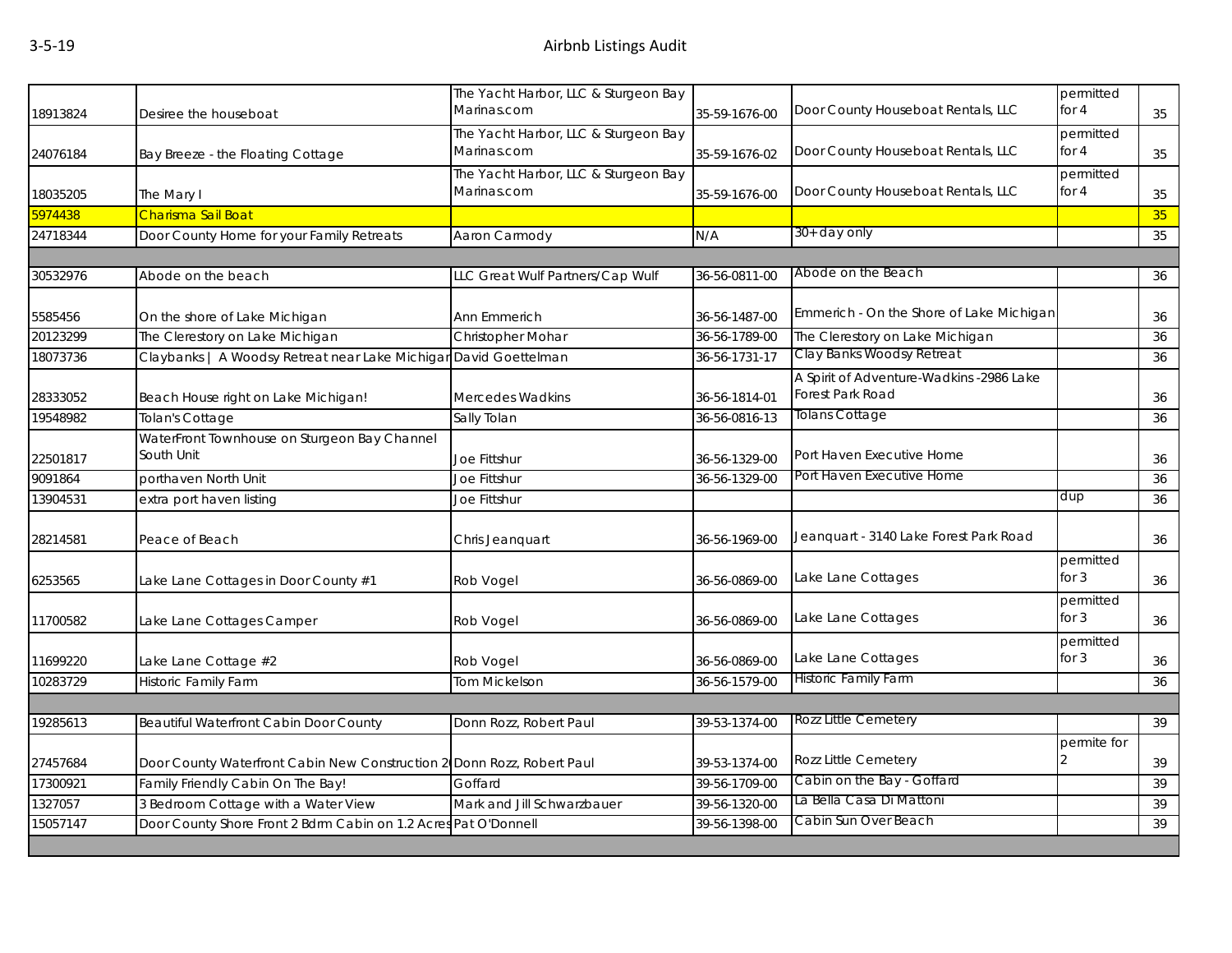| | | | | | | |
|---|---|---|---|---|---|---|
| 18913824 | Desiree the houseboat | The Yacht Harbor, LLC & Sturgeon Bay Marinas.com | 35-59-1676-00 | Door County Houseboat Rentals, LLC | permitted for 4 | 35 |
| 24076184 | Bay Breeze - the Floating Cottage | The Yacht Harbor, LLC & Sturgeon Bay Marinas.com | 35-59-1676-02 | Door County Houseboat Rentals, LLC | permitted for 4 | 35 |
| 18035205 | The Mary I | The Yacht Harbor, LLC & Sturgeon Bay Marinas.com | 35-59-1676-00 | Door County Houseboat Rentals, LLC | permitted for 4 | 35 |
| 5974438 | Charisma Sail Boat | | | | | 35 |
| 24718344 | Door County Home for your Family Retreats | Aaron Carmody | N/A | 30+ day only | | 35 |
| | | | | | | |
| 30532976 | Abode on the beach | LLC Great Wulf Partners/Cap Wulf | 36-56-0811-00 | Abode on the Beach | | 36 |
| 5585456 | On the shore of Lake Michigan | Ann Emmerich | 36-56-1487-00 | Emmerich - On the Shore of Lake Michigan | | 36 |
| 20123299 | The Clerestory on Lake Michigan | Christopher Mohar | 36-56-1789-00 | The Clerestory on Lake Michigan | | 36 |
| 18073736 | Claybanks \| A Woodsy Retreat near Lake Michigan | David Goettelman | 36-56-1731-17 | Clay Banks Woodsy Retreat | | 36 |
| 28333052 | Beach House right on Lake Michigan! | Mercedes Wadkins | 36-56-1814-01 | A Spirit of Adventure-Wadkins -2986 Lake Forest Park Road | | 36 |
| 19548982 | Tolan's Cottage | Sally Tolan | 36-56-0816-13 | Tolans Cottage | | 36 |
| 22501817 | WaterFront Townhouse on Sturgeon Bay Channel South Unit | Joe Fittshur | 36-56-1329-00 | Port Haven Executive Home | | 36 |
| 9091864 | porthaven North Unit | Joe Fittshur | 36-56-1329-00 | Port Haven Executive Home | | 36 |
| 13904531 | extra port haven listing | Joe Fittshur | | | dup | 36 |
| 28214581 | Peace of Beach | Chris Jeanquart | 36-56-1969-00 | Jeanquart - 3140 Lake Forest Park Road | | 36 |
| 6253565 | Lake Lane Cottages in Door County #1 | Rob Vogel | 36-56-0869-00 | Lake Lane Cottages | permitted for 3 | 36 |
| 11700582 | Lake Lane Cottages Camper | Rob Vogel | 36-56-0869-00 | Lake Lane Cottages | permitted for 3 | 36 |
| 11699220 | Lake Lane Cottage #2 | Rob Vogel | 36-56-0869-00 | Lake Lane Cottages | permitted for 3 | 36 |
| 10283729 | Historic Family Farm | Tom Mickelson | 36-56-1579-00 | Historic Family Farm | | 36 |
| | | | | | | |
| 19285613 | Beautiful Waterfront Cabin Door County | Donn Rozz, Robert Paul | 39-53-1374-00 | Rozz Little Cemetery | | 39 |
| 27457684 | Door County Waterfront Cabin New Construction 2 | Donn Rozz, Robert Paul | 39-53-1374-00 | Rozz Little Cemetery | permite for 2 | 39 |
| 17300921 | Family Friendly Cabin On The Bay! | Goffard | 39-56-1709-00 | Cabin on the Bay - Goffard | | 39 |
| 1327057 | 3 Bedroom Cottage with a Water View | Mark and Jill Schwarzbauer | 39-56-1320-00 | La Bella Casa Di Mattoni | | 39 |
| 15057147 | Door County Shore Front 2 Bdrm Cabin on 1.2 Acres | Pat O'Donnell | 39-56-1398-00 | Cabin Sun Over Beach | | 39 |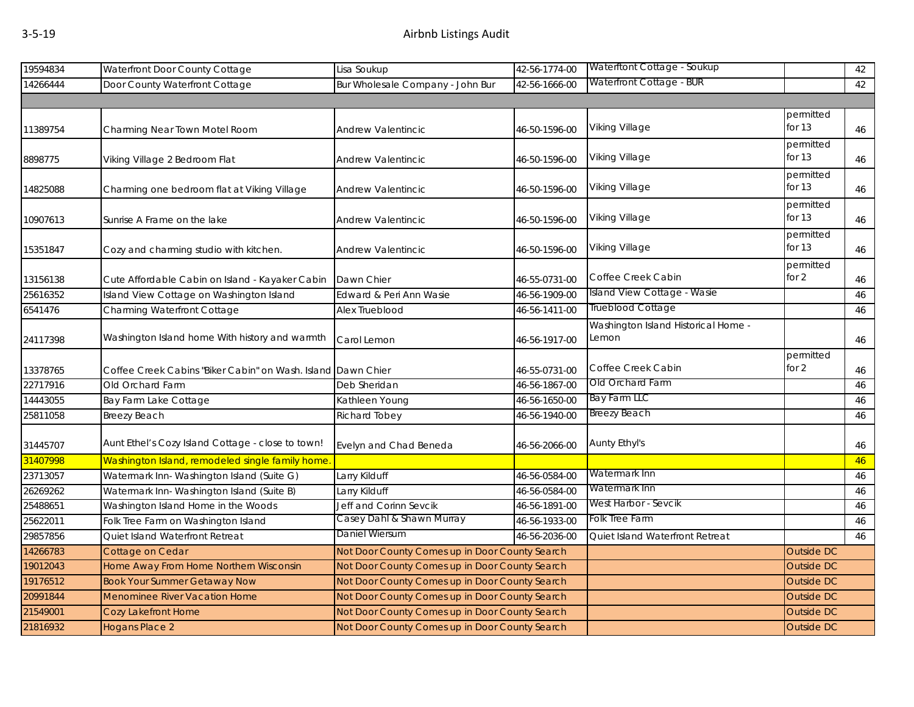| | | | | | | |
|---|---|---|---|---|---|---|
| 19594834 | Waterfront Door County Cottage | Lisa Soukup | 42-56-1774-00 | Waterftont Cottage - Soukup | | 42 |
| 14266444 | Door County Waterfront Cottage | Bur Wholesale Company - John Bur | 42-56-1666-00 | Waterfront Cottage - BUR | | 42 |
| | | | | | | |
| 11389754 | Charming Near Town Motel Room | Andrew Valentincic | 46-50-1596-00 | Viking Village | permitted for 13 | 46 |
| 8898775 | Viking Village 2 Bedroom Flat | Andrew Valentincic | 46-50-1596-00 | Viking Village | permitted for 13 | 46 |
| 14825088 | Charming one bedroom flat at Viking Village | Andrew Valentincic | 46-50-1596-00 | Viking Village | permitted for 13 | 46 |
| 10907613 | Sunrise A Frame on the lake | Andrew Valentincic | 46-50-1596-00 | Viking Village | permitted for 13 | 46 |
| 15351847 | Cozy and charming studio with kitchen. | Andrew Valentincic | 46-50-1596-00 | Viking Village | permitted for 13 | 46 |
| 13156138 | Cute Affordable Cabin on Island - Kayaker Cabin | Dawn Chier | 46-55-0731-00 | Coffee Creek Cabin | permitted for 2 | 46 |
| 25616352 | Island View Cottage on Washington Island | Edward & Peri Ann Wasie | 46-56-1909-00 | Island View Cottage - Wasie | | 46 |
| 6541476 | Charming Waterfront Cottage | Alex Trueblood | 46-56-1411-00 | Trueblood Cottage | | 46 |
| 24117398 | Washington Island home With history and warmth | Carol Lemon | 46-56-1917-00 | Washington Island Historical Home - Lemon | | 46 |
| 13378765 | Coffee Creek Cabins "Biker Cabin" on Wash. Island | Dawn Chier | 46-55-0731-00 | Coffee Creek Cabin | permitted for 2 | 46 |
| 22717916 | Old Orchard Farm | Deb Sheridan | 46-56-1867-00 | Old Orchard Farm | | 46 |
| 14443055 | Bay Farm Lake Cottage | Kathleen Young | 46-56-1650-00 | Bay Farm LLC | | 46 |
| 25811058 | Breezy Beach | Richard Tobey | 46-56-1940-00 | Breezy Beach | | 46 |
| 31445707 | Aunt Ethel's Cozy Island Cottage - close to town! | Evelyn and Chad Beneda | 46-56-2066-00 | Aunty Ethyl's | | 46 |
| 31407998 | Washington Island, remodeled single family home. | | | | | 46 |
| 23713057 | Watermark Inn- Washington Island (Suite G) | Larry Kilduff | 46-56-0584-00 | Watermark Inn | | 46 |
| 26269262 | Watermark Inn- Washington Island (Suite B) | Larry Kilduff | 46-56-0584-00 | Watermark Inn | | 46 |
| 25488651 | Washington Island Home in the Woods | Jeff and Corinn Sevcik | 46-56-1891-00 | West Harbor - Sevcik | | 46 |
| 25622011 | Folk Tree Farm on Washington Island | Casey Dahl & Shawn Murray | 46-56-1933-00 | Folk Tree Farm | | 46 |
| 29857856 | Quiet Island Waterfront Retreat | Daniel Wiersum | 46-56-2036-00 | Quiet Island Waterfront Retreat | | 46 |
| 14266783 | Cottage on Cedar | Not Door County Comes up in Door County Search | | | Outside DC | |
| 19012043 | Home Away From Home Northern Wisconsin | Not Door County Comes up in Door County Search | | | Outside DC | |
| 19176512 | Book Your Summer Getaway Now | Not Door County Comes up in Door County Search | | | Outside DC | |
| 20991844 | Menominee River Vacation Home | Not Door County Comes up in Door County Search | | | Outside DC | |
| 21549001 | Cozy Lakefront Home | Not Door County Comes up in Door County Search | | | Outside DC | |
| 21816932 | Hogans Place 2 | Not Door County Comes up in Door County Search | | | Outside DC | |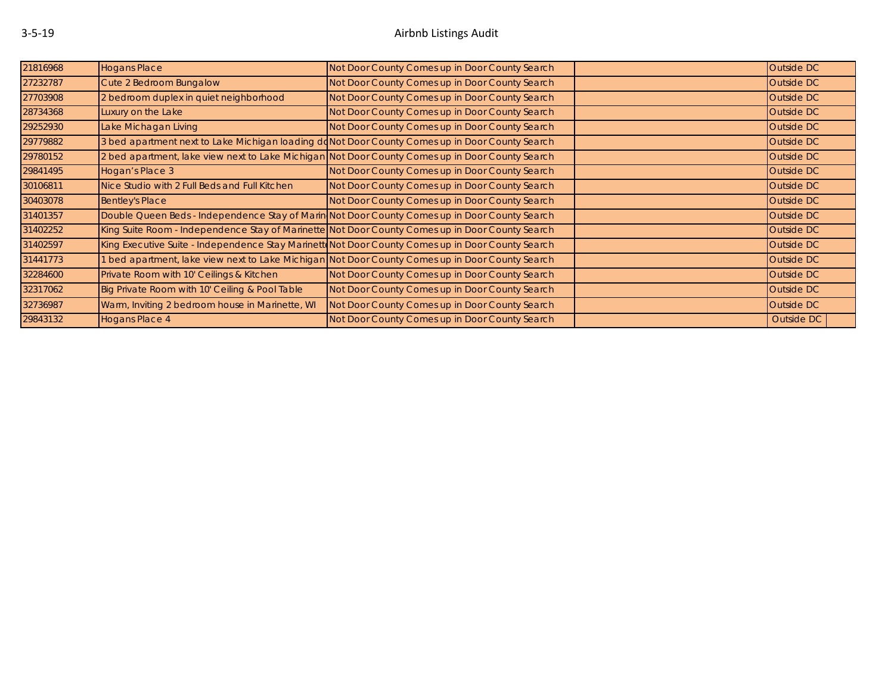# Airbnb Listings Audit

3-5-19

| | | | | |
|---|---|---|---|---|
| 21816968 | Hogans Place | Not Door County Comes up in Door County Search | | Outside DC |
| 27232787 | Cute 2 Bedroom Bungalow | Not Door County Comes up in Door County Search | | Outside DC |
| 27703908 | 2 bedroom duplex in quiet neighborhood | Not Door County Comes up in Door County Search | | Outside DC |
| 28734368 | Luxury on the Lake | Not Door County Comes up in Door County Search | | Outside DC |
| 29252930 | Lake Michagan Living | Not Door County Comes up in Door County Search | | Outside DC |
| 29779882 | 3 bed apartment next to Lake Michigan loading do | Not Door County Comes up in Door County Search | | Outside DC |
| 29780152 | 2 bed apartment, lake view next to Lake Michigan | Not Door County Comes up in Door County Search | | Outside DC |
| 29841495 | Hogan's Place 3 | Not Door County Comes up in Door County Search | | Outside DC |
| 30106811 | Nice Studio with 2 Full Beds and Full Kitchen | Not Door County Comes up in Door County Search | | Outside DC |
| 30403078 | Bentley's Place | Not Door County Comes up in Door County Search | | Outside DC |
| 31401357 | Double Queen Beds - Independence Stay of Marin | Not Door County Comes up in Door County Search | | Outside DC |
| 31402252 | King Suite Room - Independence Stay of Marinette | Not Door County Comes up in Door County Search | | Outside DC |
| 31402597 | King Executive Suite - Independence Stay Marinett | Not Door County Comes up in Door County Search | | Outside DC |
| 31441773 | 1 bed apartment, lake view next to Lake Michigan | Not Door County Comes up in Door County Search | | Outside DC |
| 32284600 | Private Room with 10' Ceilings & Kitchen | Not Door County Comes up in Door County Search | | Outside DC |
| 32317062 | Big Private Room with 10' Ceiling & Pool Table | Not Door County Comes up in Door County Search | | Outside DC |
| 32736987 | Warm, Inviting 2 bedroom house in Marinette, WI | Not Door County Comes up in Door County Search | | Outside DC |
| 29843132 | Hogans Place 4 | Not Door County Comes up in Door County Search | | Outside DC |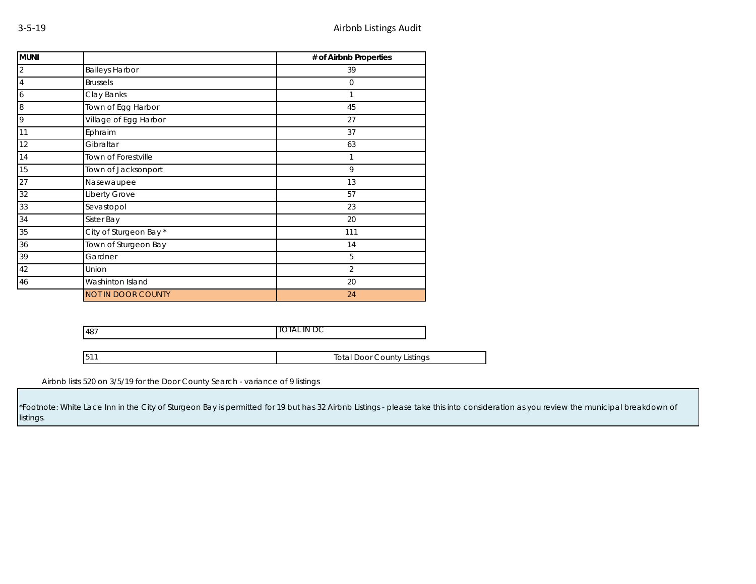3-5-19

# Airbnb Listings Audit

| MUNI | | # of Airbnb Properties |
|---|---|---|
| 2 | Baileys Harbor | 39 |
| 4 | Brussels | 0 |
| 6 | Clay Banks | 1 |
| 8 | Town of Egg Harbor | 45 |
| 9 | Village of Egg Harbor | 27 |
| 11 | Ephraim | 37 |
| 12 | Gibraltar | 63 |
| 14 | Town of Forestville | 1 |
| 15 | Town of Jacksonport | 9 |
| 27 | Nasewaupee | 13 |
| 32 | Liberty Grove | 57 |
| 33 | Sevastopol | 23 |
| 34 | Sister Bay | 20 |
| 35 | City of Sturgeon Bay * | 111 |
| 36 | Town of Sturgeon Bay | 14 |
| 39 | Gardner | 5 |
| 42 | Union | 2 |
| 46 | Washinton Island | 20 |
| | NOT IN DOOR COUNTY | 24 |

| | |
|---|---|
| 487 | TOTAL IN DC |
| 511 | Total Door County Listings |

Airbnb lists 520 on 3/5/19 for the Door County Search - variance of 9 listings

*Footnote: White Lace Inn in the City of Sturgeon Bay is permitted for 19 but has 32 Airbnb Listings - please take this into consideration as you review the municipal breakdown of listings.